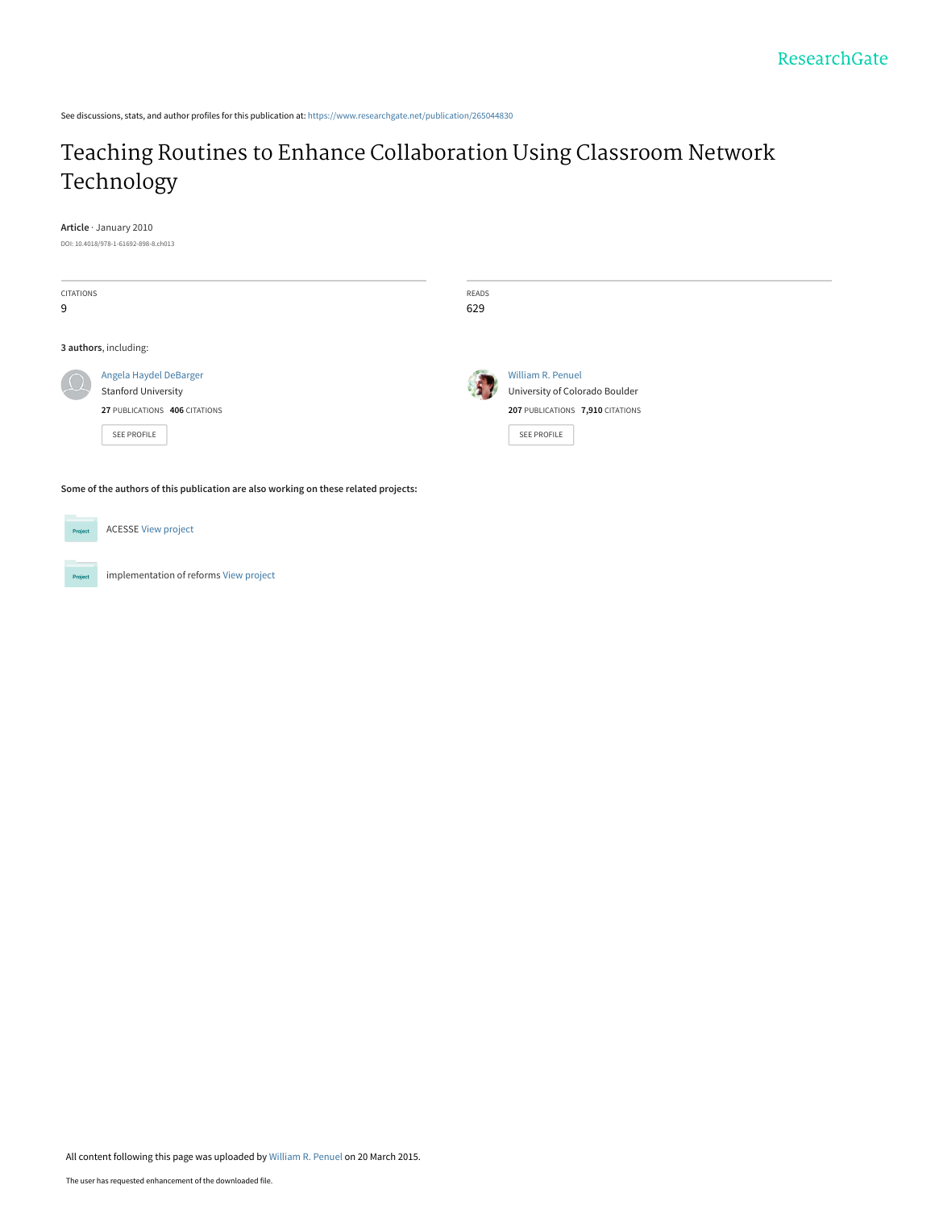ResearchGate

See discussions, stats, and author profiles for this publication at: https://www.researchgate.net/publication/265044830

# Teaching Routines to Enhance Collaboration Using Classroom Network Technology

**Article** · January 2010

DOI: 10.4018/978-1-61692-898-8.ch013

| CITATIONS | READS |
|---|---|
| 9 | 629 |

**3 authors**, including:

Angela Haydel DeBarger
Stanford University
**27** PUBLICATIONS **406** CITATIONS
SEE PROFILE

William R. Penuel
University of Colorado Boulder
**207** PUBLICATIONS **7,910** CITATIONS
SEE PROFILE

**Some of the authors of this publication are also working on these related projects:**

Project: ACESSE View project

Project: implementation of reforms View project

All content following this page was uploaded by William R. Penuel on 20 March 2015.

The user has requested enhancement of the downloaded file.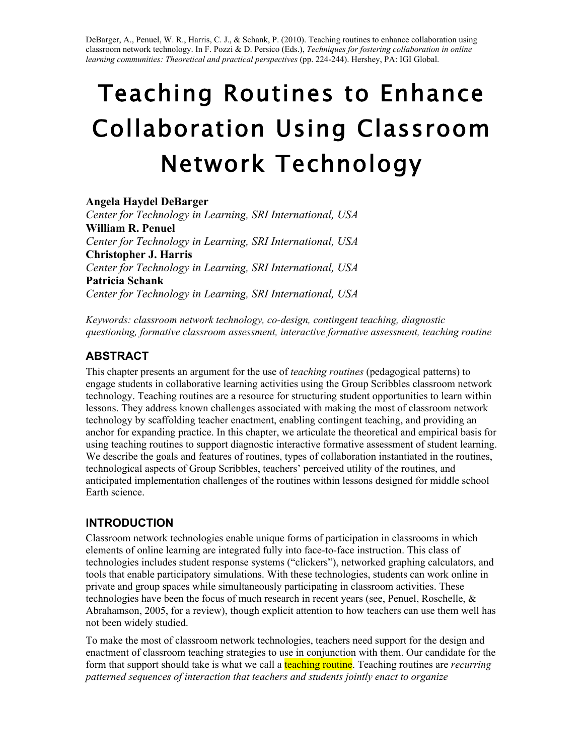DeBarger, A., Penuel, W. R., Harris, C. J., & Schank, P. (2010). Teaching routines to enhance collaboration using classroom network technology. In F. Pozzi & D. Persico (Eds.), *Techniques for fostering collaboration in online learning communities: Theoretical and practical perspectives* (pp. 224-244). Hershey, PA: IGI Global.

# Teaching Routines to Enhance Collaboration Using Classroom Network Technology

**Angela Haydel DeBarger**
*Center for Technology in Learning, SRI International, USA*
**William R. Penuel**
*Center for Technology in Learning, SRI International, USA*
**Christopher J. Harris**
*Center for Technology in Learning, SRI International, USA*
**Patricia Schank**
*Center for Technology in Learning, SRI International, USA*

*Keywords: classroom network technology, co-design, contingent teaching, diagnostic questioning, formative classroom assessment, interactive formative assessment, teaching routine*

## ABSTRACT

This chapter presents an argument for the use of *teaching routines* (pedagogical patterns) to engage students in collaborative learning activities using the Group Scribbles classroom network technology. Teaching routines are a resource for structuring student opportunities to learn within lessons. They address known challenges associated with making the most of classroom network technology by scaffolding teacher enactment, enabling contingent teaching, and providing an anchor for expanding practice. In this chapter, we articulate the theoretical and empirical basis for using teaching routines to support diagnostic interactive formative assessment of student learning. We describe the goals and features of routines, types of collaboration instantiated in the routines, technological aspects of Group Scribbles, teachers' perceived utility of the routines, and anticipated implementation challenges of the routines within lessons designed for middle school Earth science.

## INTRODUCTION

Classroom network technologies enable unique forms of participation in classrooms in which elements of online learning are integrated fully into face-to-face instruction. This class of technologies includes student response systems ("clickers"), networked graphing calculators, and tools that enable participatory simulations. With these technologies, students can work online in private and group spaces while simultaneously participating in classroom activities. These technologies have been the focus of much research in recent years (see, Penuel, Roschelle, & Abrahamson, 2005, for a review), though explicit attention to how teachers can use them well has not been widely studied.

To make the most of classroom network technologies, teachers need support for the design and enactment of classroom teaching strategies to use in conjunction with them. Our candidate for the form that support should take is what we call a teaching routine. Teaching routines are *recurring patterned sequences of interaction that teachers and students jointly enact to organize*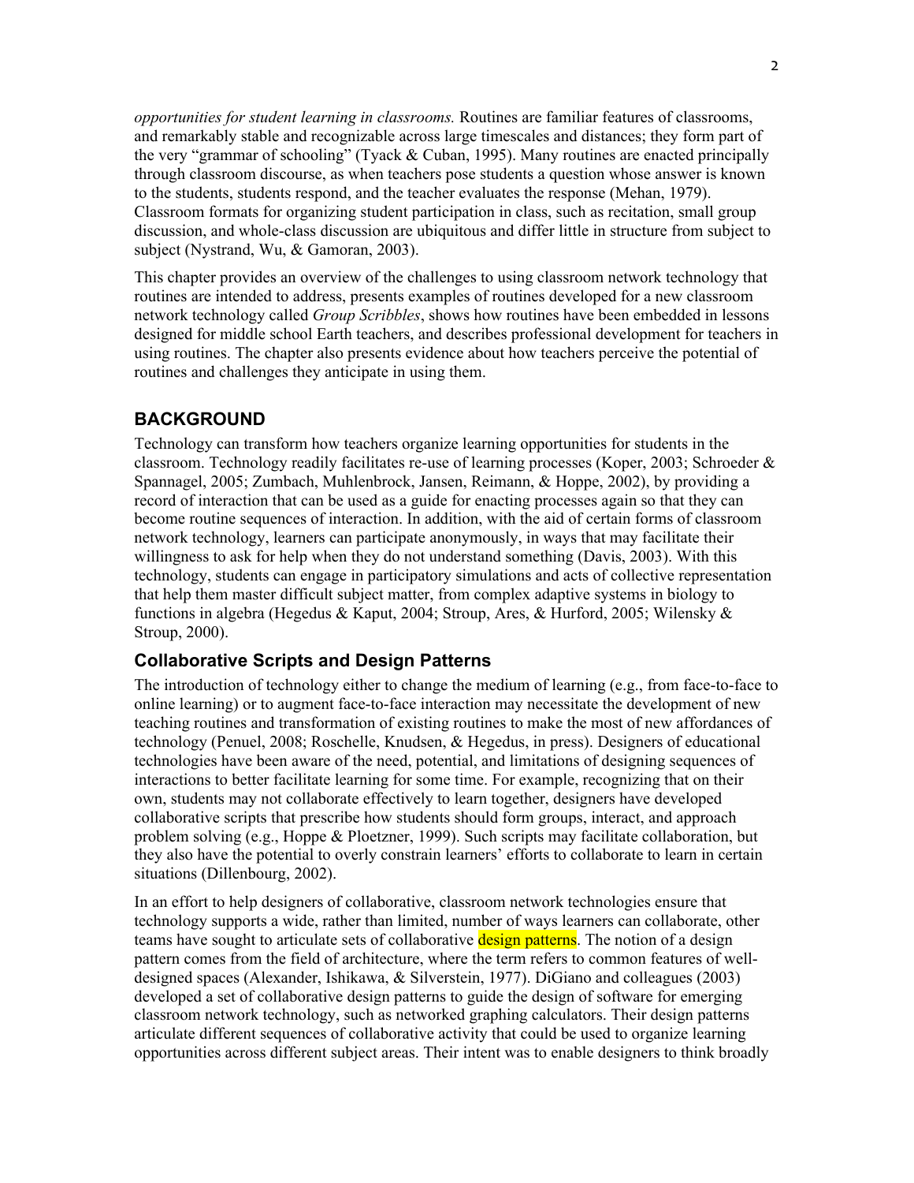*opportunities for student learning in classrooms.* Routines are familiar features of classrooms, and remarkably stable and recognizable across large timescales and distances; they form part of the very "grammar of schooling" (Tyack & Cuban, 1995). Many routines are enacted principally through classroom discourse, as when teachers pose students a question whose answer is known to the students, students respond, and the teacher evaluates the response (Mehan, 1979). Classroom formats for organizing student participation in class, such as recitation, small group discussion, and whole-class discussion are ubiquitous and differ little in structure from subject to subject (Nystrand, Wu, & Gamoran, 2003).

This chapter provides an overview of the challenges to using classroom network technology that routines are intended to address, presents examples of routines developed for a new classroom network technology called *Group Scribbles*, shows how routines have been embedded in lessons designed for middle school Earth teachers, and describes professional development for teachers in using routines. The chapter also presents evidence about how teachers perceive the potential of routines and challenges they anticipate in using them.

## BACKGROUND

Technology can transform how teachers organize learning opportunities for students in the classroom. Technology readily facilitates re-use of learning processes (Koper, 2003; Schroeder & Spannagel, 2005; Zumbach, Muhlenbrock, Jansen, Reimann, & Hoppe, 2002), by providing a record of interaction that can be used as a guide for enacting processes again so that they can become routine sequences of interaction. In addition, with the aid of certain forms of classroom network technology, learners can participate anonymously, in ways that may facilitate their willingness to ask for help when they do not understand something (Davis, 2003). With this technology, students can engage in participatory simulations and acts of collective representation that help them master difficult subject matter, from complex adaptive systems in biology to functions in algebra (Hegedus & Kaput, 2004; Stroup, Ares, & Hurford, 2005; Wilensky & Stroup, 2000).

### Collaborative Scripts and Design Patterns

The introduction of technology either to change the medium of learning (e.g., from face-to-face to online learning) or to augment face-to-face interaction may necessitate the development of new teaching routines and transformation of existing routines to make the most of new affordances of technology (Penuel, 2008; Roschelle, Knudsen, & Hegedus, in press). Designers of educational technologies have been aware of the need, potential, and limitations of designing sequences of interactions to better facilitate learning for some time. For example, recognizing that on their own, students may not collaborate effectively to learn together, designers have developed collaborative scripts that prescribe how students should form groups, interact, and approach problem solving (e.g., Hoppe & Ploetzner, 1999). Such scripts may facilitate collaboration, but they also have the potential to overly constrain learners' efforts to collaborate to learn in certain situations (Dillenbourg, 2002).

In an effort to help designers of collaborative, classroom network technologies ensure that technology supports a wide, rather than limited, number of ways learners can collaborate, other teams have sought to articulate sets of collaborative design patterns. The notion of a design pattern comes from the field of architecture, where the term refers to common features of well-designed spaces (Alexander, Ishikawa, & Silverstein, 1977). DiGiano and colleagues (2003) developed a set of collaborative design patterns to guide the design of software for emerging classroom network technology, such as networked graphing calculators. Their design patterns articulate different sequences of collaborative activity that could be used to organize learning opportunities across different subject areas. Their intent was to enable designers to think broadly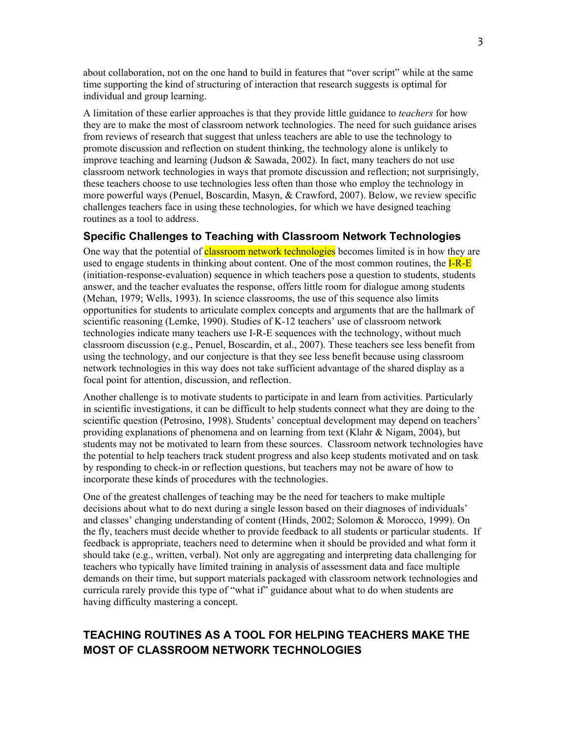about collaboration, not on the one hand to build in features that "over script" while at the same time supporting the kind of structuring of interaction that research suggests is optimal for individual and group learning.

A limitation of these earlier approaches is that they provide little guidance to *teachers* for how they are to make the most of classroom network technologies. The need for such guidance arises from reviews of research that suggest that unless teachers are able to use the technology to promote discussion and reflection on student thinking, the technology alone is unlikely to improve teaching and learning (Judson & Sawada, 2002). In fact, many teachers do not use classroom network technologies in ways that promote discussion and reflection; not surprisingly, these teachers choose to use technologies less often than those who employ the technology in more powerful ways (Penuel, Boscardin, Masyn, & Crawford, 2007). Below, we review specific challenges teachers face in using these technologies, for which we have designed teaching routines as a tool to address.

### Specific Challenges to Teaching with Classroom Network Technologies

One way that the potential of classroom network technologies becomes limited is in how they are used to engage students in thinking about content. One of the most common routines, the I-R-E (initiation-response-evaluation) sequence in which teachers pose a question to students, students answer, and the teacher evaluates the response, offers little room for dialogue among students (Mehan, 1979; Wells, 1993). In science classrooms, the use of this sequence also limits opportunities for students to articulate complex concepts and arguments that are the hallmark of scientific reasoning (Lemke, 1990). Studies of K-12 teachers' use of classroom network technologies indicate many teachers use I-R-E sequences with the technology, without much classroom discussion (e.g., Penuel, Boscardin, et al., 2007). These teachers see less benefit from using the technology, and our conjecture is that they see less benefit because using classroom network technologies in this way does not take sufficient advantage of the shared display as a focal point for attention, discussion, and reflection.

Another challenge is to motivate students to participate in and learn from activities. Particularly in scientific investigations, it can be difficult to help students connect what they are doing to the scientific question (Petrosino, 1998). Students' conceptual development may depend on teachers' providing explanations of phenomena and on learning from text (Klahr & Nigam, 2004), but students may not be motivated to learn from these sources. Classroom network technologies have the potential to help teachers track student progress and also keep students motivated and on task by responding to check-in or reflection questions, but teachers may not be aware of how to incorporate these kinds of procedures with the technologies.

One of the greatest challenges of teaching may be the need for teachers to make multiple decisions about what to do next during a single lesson based on their diagnoses of individuals' and classes' changing understanding of content (Hinds, 2002; Solomon & Morocco, 1999). On the fly, teachers must decide whether to provide feedback to all students or particular students. If feedback is appropriate, teachers need to determine when it should be provided and what form it should take (e.g., written, verbal). Not only are aggregating and interpreting data challenging for teachers who typically have limited training in analysis of assessment data and face multiple demands on their time, but support materials packaged with classroom network technologies and curricula rarely provide this type of "what if" guidance about what to do when students are having difficulty mastering a concept.

## TEACHING ROUTINES AS A TOOL FOR HELPING TEACHERS MAKE THE MOST OF CLASSROOM NETWORK TECHNOLOGIES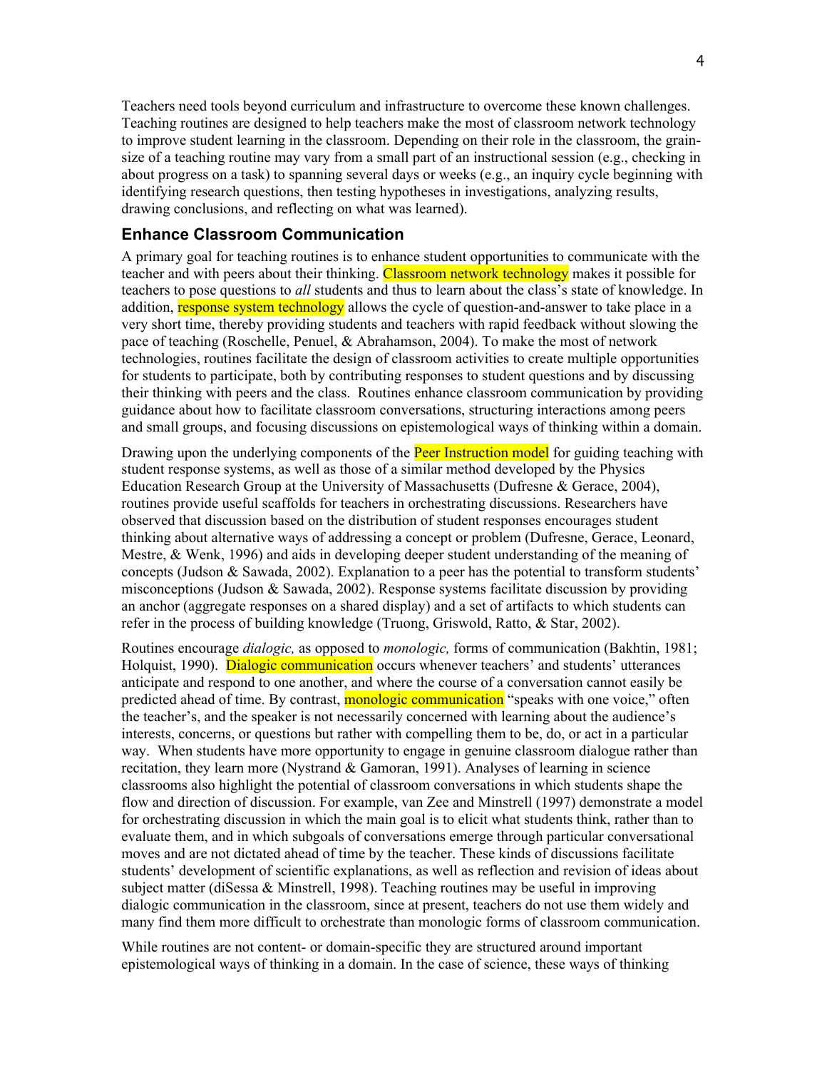Teachers need tools beyond curriculum and infrastructure to overcome these known challenges. Teaching routines are designed to help teachers make the most of classroom network technology to improve student learning in the classroom. Depending on their role in the classroom, the grain-size of a teaching routine may vary from a small part of an instructional session (e.g., checking in about progress on a task) to spanning several days or weeks (e.g., an inquiry cycle beginning with identifying research questions, then testing hypotheses in investigations, analyzing results, drawing conclusions, and reflecting on what was learned).

## Enhance Classroom Communication

A primary goal for teaching routines is to enhance student opportunities to communicate with the teacher and with peers about their thinking. Classroom network technology makes it possible for teachers to pose questions to *all* students and thus to learn about the class's state of knowledge. In addition, response system technology allows the cycle of question-and-answer to take place in a very short time, thereby providing students and teachers with rapid feedback without slowing the pace of teaching (Roschelle, Penuel, & Abrahamson, 2004). To make the most of network technologies, routines facilitate the design of classroom activities to create multiple opportunities for students to participate, both by contributing responses to student questions and by discussing their thinking with peers and the class. Routines enhance classroom communication by providing guidance about how to facilitate classroom conversations, structuring interactions among peers and small groups, and focusing discussions on epistemological ways of thinking within a domain.

Drawing upon the underlying components of the Peer Instruction model for guiding teaching with student response systems, as well as those of a similar method developed by the Physics Education Research Group at the University of Massachusetts (Dufresne & Gerace, 2004), routines provide useful scaffolds for teachers in orchestrating discussions. Researchers have observed that discussion based on the distribution of student responses encourages student thinking about alternative ways of addressing a concept or problem (Dufresne, Gerace, Leonard, Mestre, & Wenk, 1996) and aids in developing deeper student understanding of the meaning of concepts (Judson & Sawada, 2002). Explanation to a peer has the potential to transform students' misconceptions (Judson & Sawada, 2002). Response systems facilitate discussion by providing an anchor (aggregate responses on a shared display) and a set of artifacts to which students can refer in the process of building knowledge (Truong, Griswold, Ratto, & Star, 2002).

Routines encourage *dialogic,* as opposed to *monologic,* forms of communication (Bakhtin, 1981; Holquist, 1990). Dialogic communication occurs whenever teachers' and students' utterances anticipate and respond to one another, and where the course of a conversation cannot easily be predicted ahead of time. By contrast, monologic communication "speaks with one voice," often the teacher's, and the speaker is not necessarily concerned with learning about the audience's interests, concerns, or questions but rather with compelling them to be, do, or act in a particular way. When students have more opportunity to engage in genuine classroom dialogue rather than recitation, they learn more (Nystrand & Gamoran, 1991). Analyses of learning in science classrooms also highlight the potential of classroom conversations in which students shape the flow and direction of discussion. For example, van Zee and Minstrell (1997) demonstrate a model for orchestrating discussion in which the main goal is to elicit what students think, rather than to evaluate them, and in which subgoals of conversations emerge through particular conversational moves and are not dictated ahead of time by the teacher. These kinds of discussions facilitate students' development of scientific explanations, as well as reflection and revision of ideas about subject matter (diSessa & Minstrell, 1998). Teaching routines may be useful in improving dialogic communication in the classroom, since at present, teachers do not use them widely and many find them more difficult to orchestrate than monologic forms of classroom communication.

While routines are not content- or domain-specific they are structured around important epistemological ways of thinking in a domain. In the case of science, these ways of thinking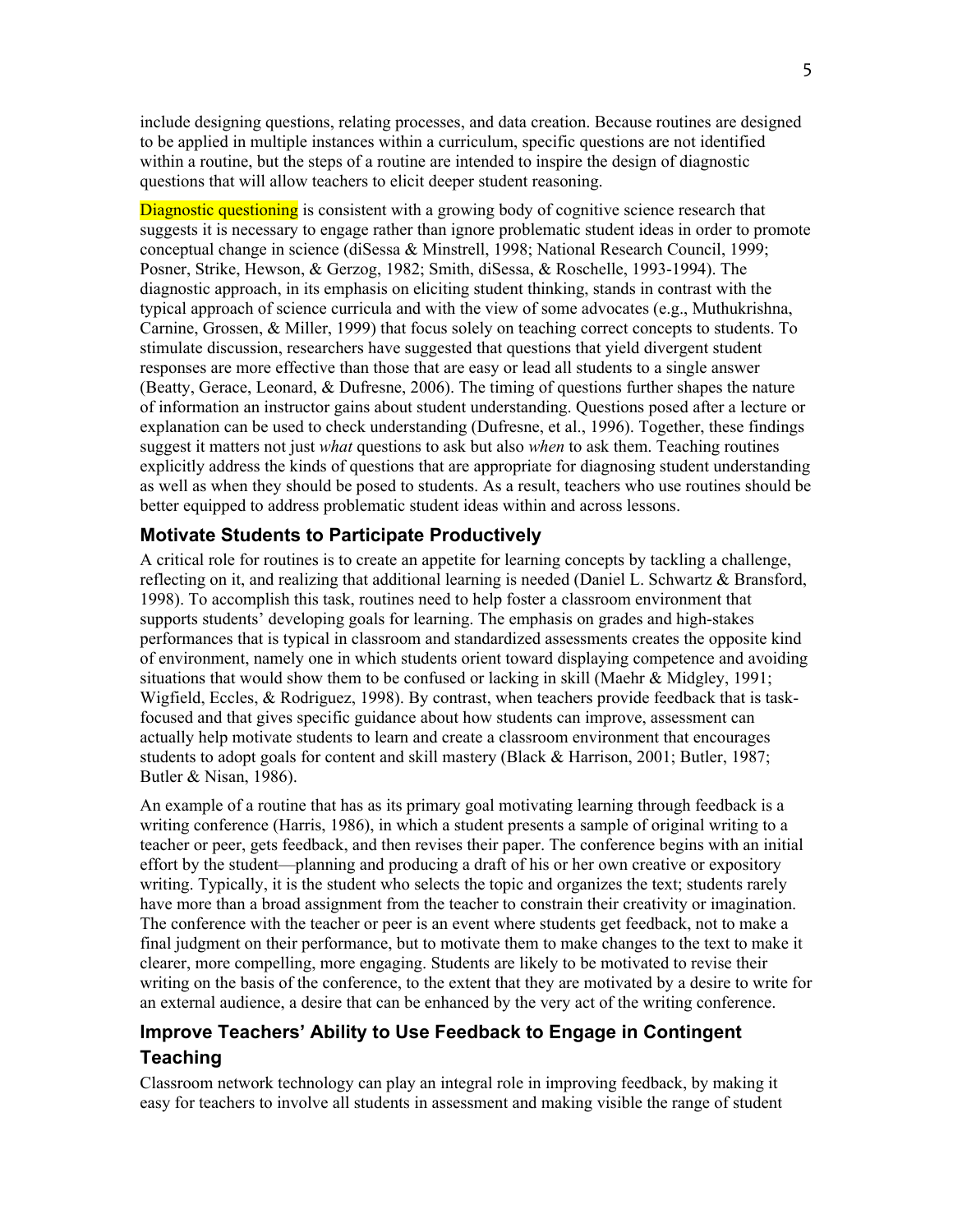include designing questions, relating processes, and data creation. Because routines are designed to be applied in multiple instances within a curriculum, specific questions are not identified within a routine, but the steps of a routine are intended to inspire the design of diagnostic questions that will allow teachers to elicit deeper student reasoning.

Diagnostic questioning is consistent with a growing body of cognitive science research that suggests it is necessary to engage rather than ignore problematic student ideas in order to promote conceptual change in science (diSessa & Minstrell, 1998; National Research Council, 1999; Posner, Strike, Hewson, & Gerzog, 1982; Smith, diSessa, & Roschelle, 1993-1994). The diagnostic approach, in its emphasis on eliciting student thinking, stands in contrast with the typical approach of science curricula and with the view of some advocates (e.g., Muthukrishna, Carnine, Grossen, & Miller, 1999) that focus solely on teaching correct concepts to students. To stimulate discussion, researchers have suggested that questions that yield divergent student responses are more effective than those that are easy or lead all students to a single answer (Beatty, Gerace, Leonard, & Dufresne, 2006). The timing of questions further shapes the nature of information an instructor gains about student understanding. Questions posed after a lecture or explanation can be used to check understanding (Dufresne, et al., 1996). Together, these findings suggest it matters not just *what* questions to ask but also *when* to ask them. Teaching routines explicitly address the kinds of questions that are appropriate for diagnosing student understanding as well as when they should be posed to students. As a result, teachers who use routines should be better equipped to address problematic student ideas within and across lessons.

## Motivate Students to Participate Productively

A critical role for routines is to create an appetite for learning concepts by tackling a challenge, reflecting on it, and realizing that additional learning is needed (Daniel L. Schwartz & Bransford, 1998). To accomplish this task, routines need to help foster a classroom environment that supports students' developing goals for learning. The emphasis on grades and high-stakes performances that is typical in classroom and standardized assessments creates the opposite kind of environment, namely one in which students orient toward displaying competence and avoiding situations that would show them to be confused or lacking in skill (Maehr & Midgley, 1991; Wigfield, Eccles, & Rodriguez, 1998). By contrast, when teachers provide feedback that is task-focused and that gives specific guidance about how students can improve, assessment can actually help motivate students to learn and create a classroom environment that encourages students to adopt goals for content and skill mastery (Black & Harrison, 2001; Butler, 1987; Butler & Nisan, 1986).

An example of a routine that has as its primary goal motivating learning through feedback is a writing conference (Harris, 1986), in which a student presents a sample of original writing to a teacher or peer, gets feedback, and then revises their paper. The conference begins with an initial effort by the student—planning and producing a draft of his or her own creative or expository writing. Typically, it is the student who selects the topic and organizes the text; students rarely have more than a broad assignment from the teacher to constrain their creativity or imagination. The conference with the teacher or peer is an event where students get feedback, not to make a final judgment on their performance, but to motivate them to make changes to the text to make it clearer, more compelling, more engaging. Students are likely to be motivated to revise their writing on the basis of the conference, to the extent that they are motivated by a desire to write for an external audience, a desire that can be enhanced by the very act of the writing conference.

## Improve Teachers' Ability to Use Feedback to Engage in Contingent Teaching

Classroom network technology can play an integral role in improving feedback, by making it easy for teachers to involve all students in assessment and making visible the range of student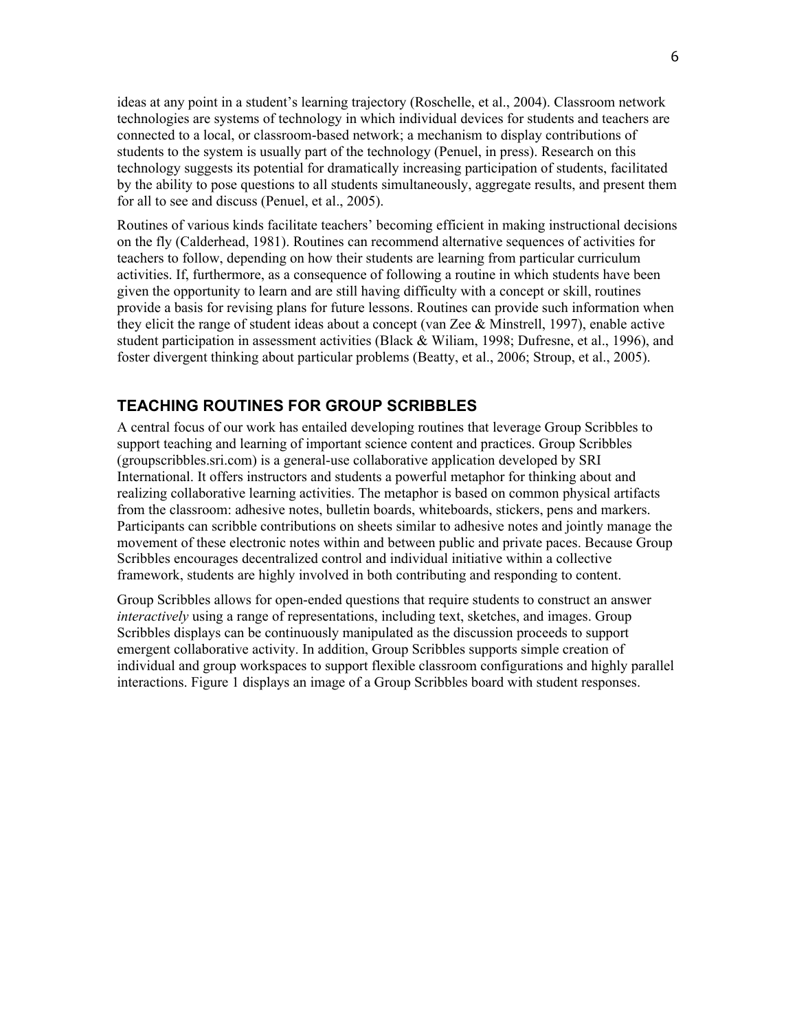ideas at any point in a student's learning trajectory (Roschelle, et al., 2004). Classroom network technologies are systems of technology in which individual devices for students and teachers are connected to a local, or classroom-based network; a mechanism to display contributions of students to the system is usually part of the technology (Penuel, in press). Research on this technology suggests its potential for dramatically increasing participation of students, facilitated by the ability to pose questions to all students simultaneously, aggregate results, and present them for all to see and discuss (Penuel, et al., 2005).

Routines of various kinds facilitate teachers' becoming efficient in making instructional decisions on the fly (Calderhead, 1981). Routines can recommend alternative sequences of activities for teachers to follow, depending on how their students are learning from particular curriculum activities. If, furthermore, as a consequence of following a routine in which students have been given the opportunity to learn and are still having difficulty with a concept or skill, routines provide a basis for revising plans for future lessons. Routines can provide such information when they elicit the range of student ideas about a concept (van Zee & Minstrell, 1997), enable active student participation in assessment activities (Black & Wiliam, 1998; Dufresne, et al., 1996), and foster divergent thinking about particular problems (Beatty, et al., 2006; Stroup, et al., 2005).

## TEACHING ROUTINES FOR GROUP SCRIBBLES

A central focus of our work has entailed developing routines that leverage Group Scribbles to support teaching and learning of important science content and practices. Group Scribbles (groupscribbles.sri.com) is a general-use collaborative application developed by SRI International. It offers instructors and students a powerful metaphor for thinking about and realizing collaborative learning activities. The metaphor is based on common physical artifacts from the classroom: adhesive notes, bulletin boards, whiteboards, stickers, pens and markers. Participants can scribble contributions on sheets similar to adhesive notes and jointly manage the movement of these electronic notes within and between public and private paces. Because Group Scribbles encourages decentralized control and individual initiative within a collective framework, students are highly involved in both contributing and responding to content.

Group Scribbles allows for open-ended questions that require students to construct an answer *interactively* using a range of representations, including text, sketches, and images. Group Scribbles displays can be continuously manipulated as the discussion proceeds to support emergent collaborative activity. In addition, Group Scribbles supports simple creation of individual and group workspaces to support flexible classroom configurations and highly parallel interactions. Figure 1 displays an image of a Group Scribbles board with student responses.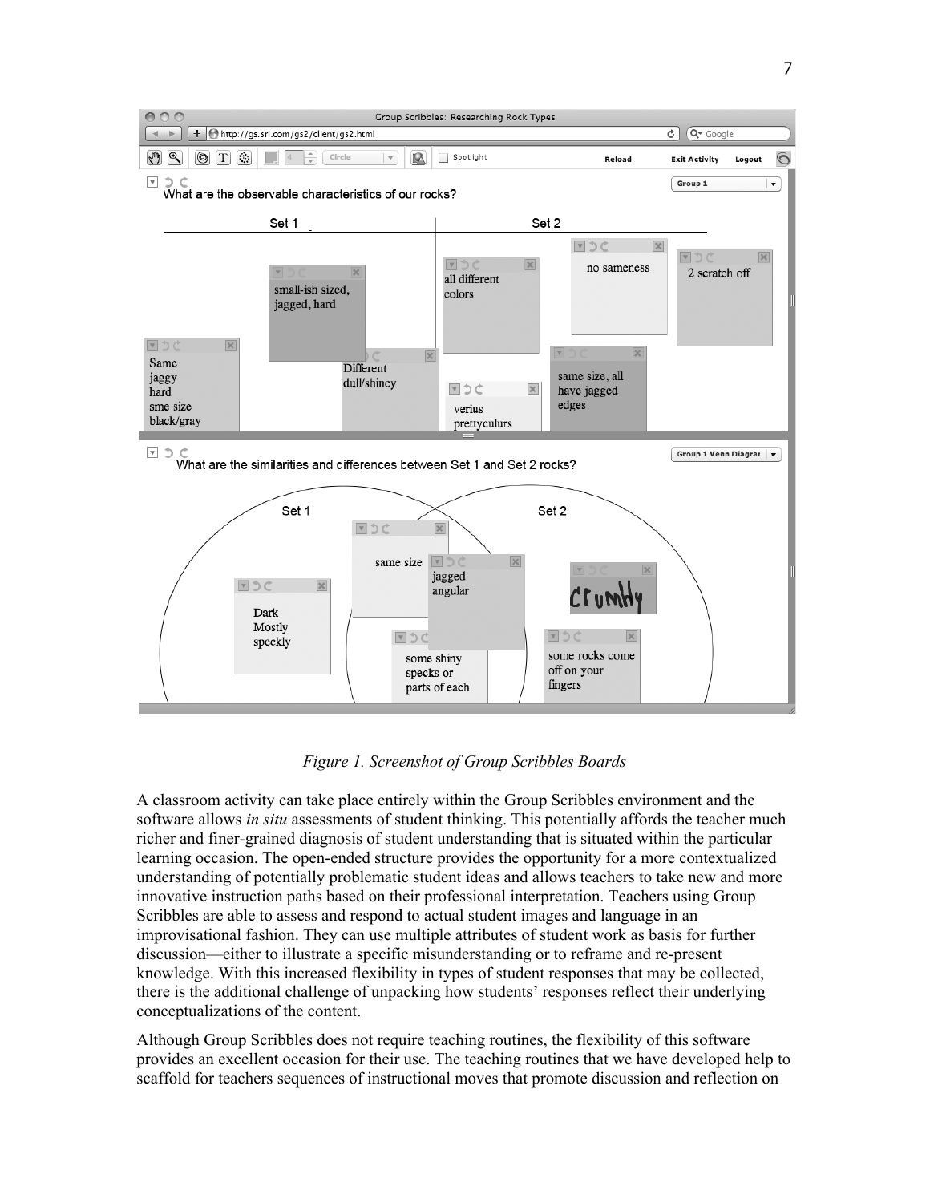*Figure 1. Screenshot of Group Scribbles Boards*

A classroom activity can take place entirely within the Group Scribbles environment and the software allows *in situ* assessments of student thinking. This potentially affords the teacher much richer and finer-grained diagnosis of student understanding that is situated within the particular learning occasion. The open-ended structure provides the opportunity for a more contextualized understanding of potentially problematic student ideas and allows teachers to take new and more innovative instruction paths based on their professional interpretation. Teachers using Group Scribbles are able to assess and respond to actual student images and language in an improvisational fashion. They can use multiple attributes of student work as basis for further discussion—either to illustrate a specific misunderstanding or to reframe and re-present knowledge. With this increased flexibility in types of student responses that may be collected, there is the additional challenge of unpacking how students' responses reflect their underlying conceptualizations of the content.

Although Group Scribbles does not require teaching routines, the flexibility of this software provides an excellent occasion for their use. The teaching routines that we have developed help to scaffold for teachers sequences of instructional moves that promote discussion and reflection on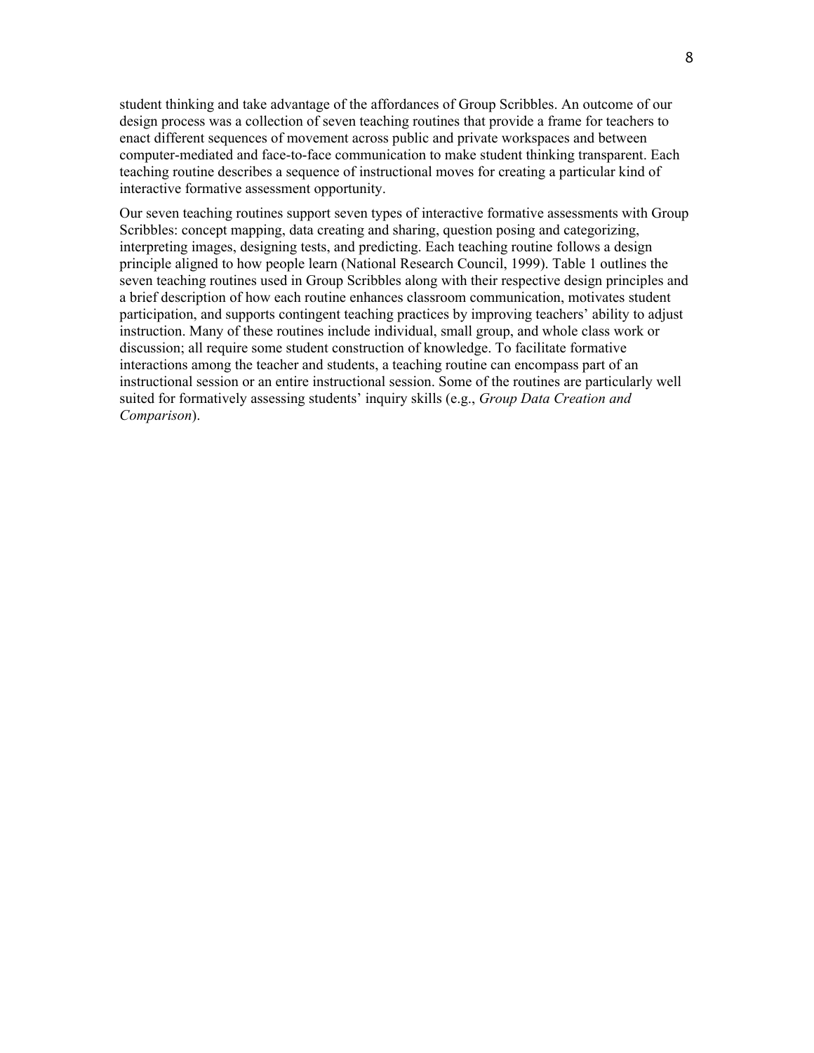student thinking and take advantage of the affordances of Group Scribbles. An outcome of our design process was a collection of seven teaching routines that provide a frame for teachers to enact different sequences of movement across public and private workspaces and between computer-mediated and face-to-face communication to make student thinking transparent. Each teaching routine describes a sequence of instructional moves for creating a particular kind of interactive formative assessment opportunity.

Our seven teaching routines support seven types of interactive formative assessments with Group Scribbles: concept mapping, data creating and sharing, question posing and categorizing, interpreting images, designing tests, and predicting. Each teaching routine follows a design principle aligned to how people learn (National Research Council, 1999). Table 1 outlines the seven teaching routines used in Group Scribbles along with their respective design principles and a brief description of how each routine enhances classroom communication, motivates student participation, and supports contingent teaching practices by improving teachers' ability to adjust instruction. Many of these routines include individual, small group, and whole class work or discussion; all require some student construction of knowledge. To facilitate formative interactions among the teacher and students, a teaching routine can encompass part of an instructional session or an entire instructional session. Some of the routines are particularly well suited for formatively assessing students' inquiry skills (e.g., *Group Data Creation and Comparison*).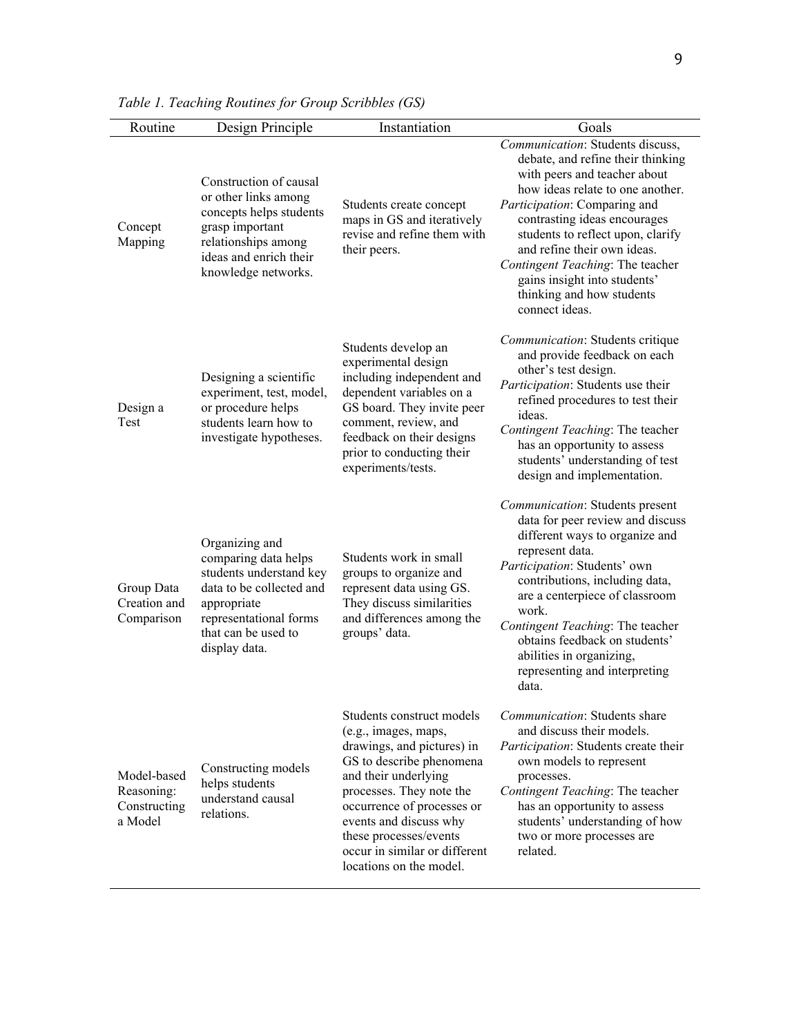*Table 1. Teaching Routines for Group Scribbles (GS)*

| Routine | Design Principle | Instantiation | Goals |
|---|---|---|---|
| Concept Mapping | Construction of causal or other links among concepts helps students grasp important relationships among ideas and enrich their knowledge networks. | Students create concept maps in GS and iteratively revise and refine them with their peers. | *Communication*: Students discuss, debate, and refine their thinking with peers and teacher about how ideas relate to one another.<br>*Participation*: Comparing and contrasting ideas encourages students to reflect upon, clarify and refine their own ideas.<br>*Contingent Teaching*: The teacher gains insight into students' thinking and how students connect ideas. |
| Design a Test | Designing a scientific experiment, test, model, or procedure helps students learn how to investigate hypotheses. | Students develop an experimental design including independent and dependent variables on a GS board. They invite peer comment, review, and feedback on their designs prior to conducting their experiments/tests. | *Communication*: Students critique and provide feedback on each other's test design.<br>*Participation*: Students use their refined procedures to test their ideas.<br>*Contingent Teaching*: The teacher has an opportunity to assess students' understanding of test design and implementation. |
| Group Data Creation and Comparison | Organizing and comparing data helps students understand key data to be collected and appropriate representational forms that can be used to display data. | Students work in small groups to organize and represent data using GS. They discuss similarities and differences among the groups' data. | *Communication*: Students present data for peer review and discuss different ways to organize and represent data.<br>*Participation*: Students' own contributions, including data, are a centerpiece of classroom work.<br>*Contingent Teaching*: The teacher obtains feedback on students' abilities in organizing, representing and interpreting data. |
| Model-based Reasoning: Constructing a Model | Constructing models helps students understand causal relations. | Students construct models (e.g., images, maps, drawings, and pictures) in GS to describe phenomena and their underlying processes. They note the occurrence of processes or events and discuss why these processes/events occur in similar or different locations on the model. | *Communication*: Students share and discuss their models.<br>*Participation*: Students create their own models to represent processes.<br>*Contingent Teaching*: The teacher has an opportunity to assess students' understanding of how two or more processes are related. |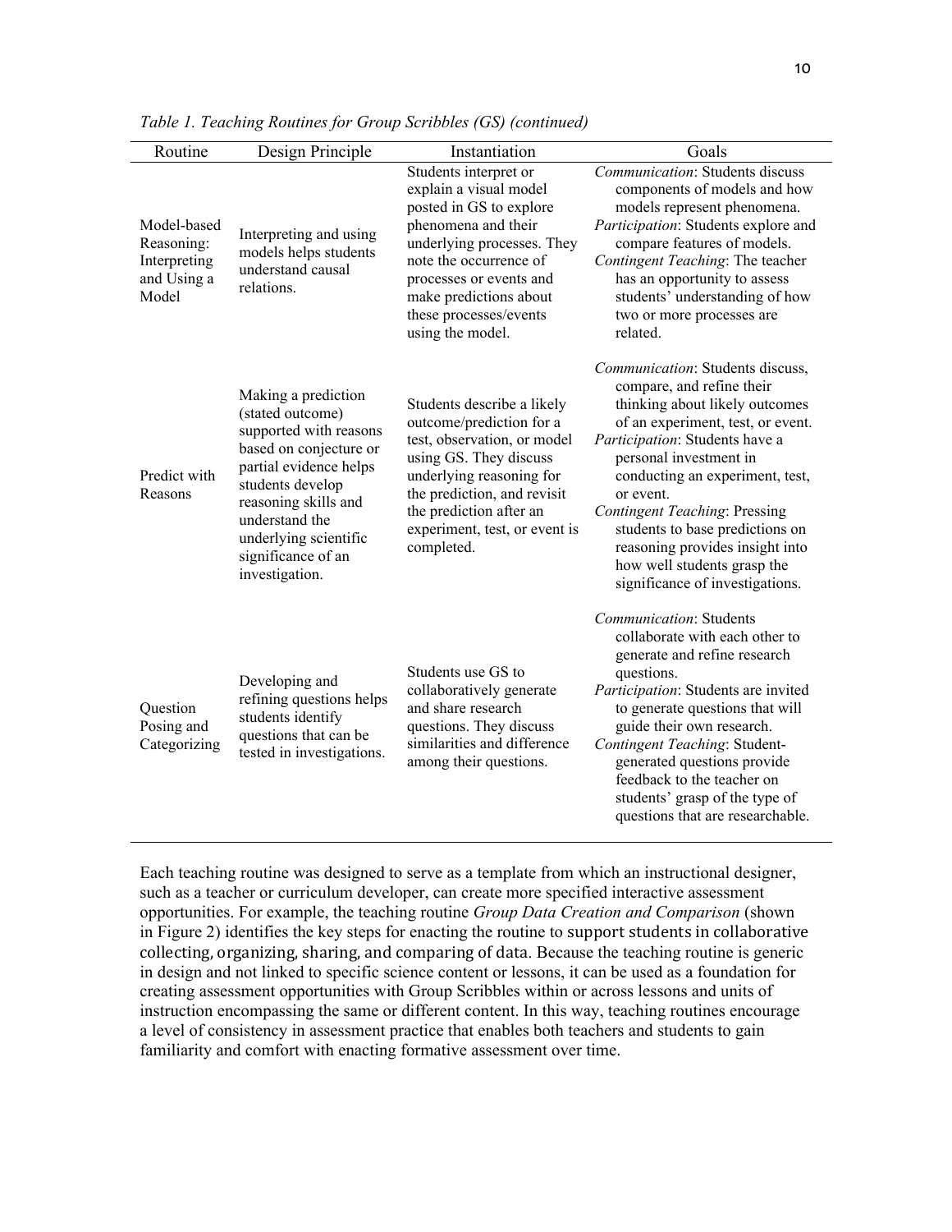*Table 1. Teaching Routines for Group Scribbles (GS) (continued)*

| Routine | Design Principle | Instantiation | Goals |
|---|---|---|---|
| Model-based Reasoning: Interpreting and Using a Model | Interpreting and using models helps students understand causal relations. | Students interpret or explain a visual model posted in GS to explore phenomena and their underlying processes. They note the occurrence of processes or events and make predictions about these processes/events using the model. | *Communication*: Students discuss components of models and how models represent phenomena. *Participation*: Students explore and compare features of models. *Contingent Teaching*: The teacher has an opportunity to assess students' understanding of how two or more processes are related. |
| Predict with Reasons | Making a prediction (stated outcome) supported with reasons based on conjecture or partial evidence helps students develop reasoning skills and understand the underlying scientific significance of an investigation. | Students describe a likely outcome/prediction for a test, observation, or model using GS. They discuss underlying reasoning for the prediction, and revisit the prediction after an experiment, test, or event is completed. | *Communication*: Students discuss, compare, and refine their thinking about likely outcomes of an experiment, test, or event. *Participation*: Students have a personal investment in conducting an experiment, test, or event. *Contingent Teaching*: Pressing students to base predictions on reasoning provides insight into how well students grasp the significance of investigations. |
| Question Posing and Categorizing | Developing and refining questions helps students identify questions that can be tested in investigations. | Students use GS to collaboratively generate and share research questions. They discuss similarities and difference among their questions. | *Communication*: Students collaborate with each other to generate and refine research questions. *Participation*: Students are invited to generate questions that will guide their own research. *Contingent Teaching*: Student-generated questions provide feedback to the teacher on students' grasp of the type of questions that are researchable. |

Each teaching routine was designed to serve as a template from which an instructional designer, such as a teacher or curriculum developer, can create more specified interactive assessment opportunities. For example, the teaching routine *Group Data Creation and Comparison* (shown in Figure 2) identifies the key steps for enacting the routine to support students in collaborative collecting, organizing, sharing, and comparing of data. Because the teaching routine is generic in design and not linked to specific science content or lessons, it can be used as a foundation for creating assessment opportunities with Group Scribbles within or across lessons and units of instruction encompassing the same or different content. In this way, teaching routines encourage a level of consistency in assessment practice that enables both teachers and students to gain familiarity and comfort with enacting formative assessment over time.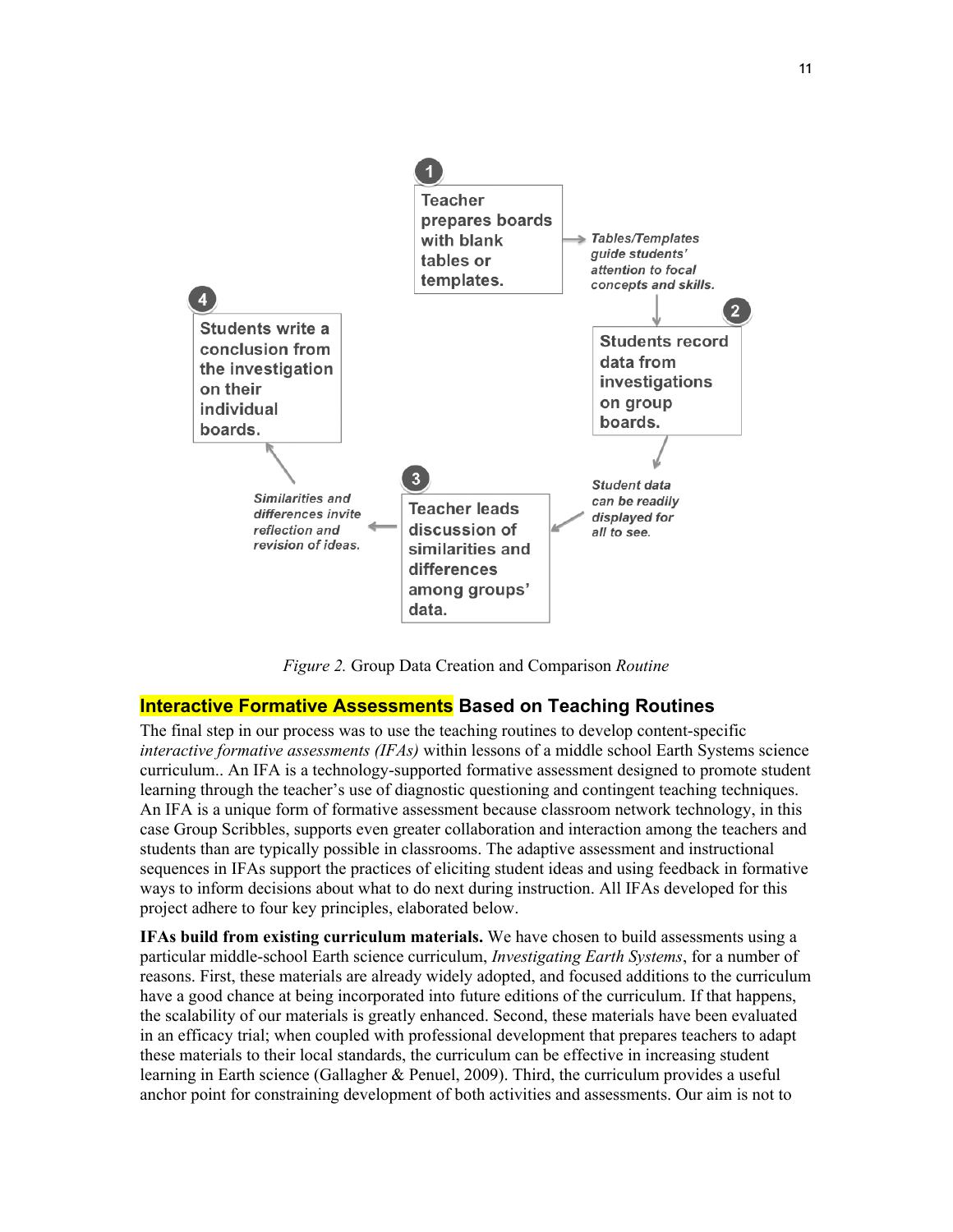1. Teacher prepares boards with blank tables or templates.

*Tables/Templates guide students' attention to focal concepts and skills.*

2. Students record data from investigations on group boards.

*Student data can be readily displayed for all to see.*

3. Teacher leads discussion of similarities and differences among groups' data.

*Similarities and differences invite reflection and revision of ideas.*

4. Students write a conclusion from the investigation on their individual boards.

*Figure 2.* Group Data Creation and Comparison *Routine*

## Interactive Formative Assessments Based on Teaching Routines

The final step in our process was to use the teaching routines to develop content-specific *interactive formative assessments (IFAs)* within lessons of a middle school Earth Systems science curriculum.. An IFA is a technology-supported formative assessment designed to promote student learning through the teacher's use of diagnostic questioning and contingent teaching techniques. An IFA is a unique form of formative assessment because classroom network technology, in this case Group Scribbles, supports even greater collaboration and interaction among the teachers and students than are typically possible in classrooms. The adaptive assessment and instructional sequences in IFAs support the practices of eliciting student ideas and using feedback in formative ways to inform decisions about what to do next during instruction. All IFAs developed for this project adhere to four key principles, elaborated below.

**IFAs build from existing curriculum materials.** We have chosen to build assessments using a particular middle-school Earth science curriculum, *Investigating Earth Systems*, for a number of reasons. First, these materials are already widely adopted, and focused additions to the curriculum have a good chance at being incorporated into future editions of the curriculum. If that happens, the scalability of our materials is greatly enhanced. Second, these materials have been evaluated in an efficacy trial; when coupled with professional development that prepares teachers to adapt these materials to their local standards, the curriculum can be effective in increasing student learning in Earth science (Gallagher & Penuel, 2009). Third, the curriculum provides a useful anchor point for constraining development of both activities and assessments. Our aim is not to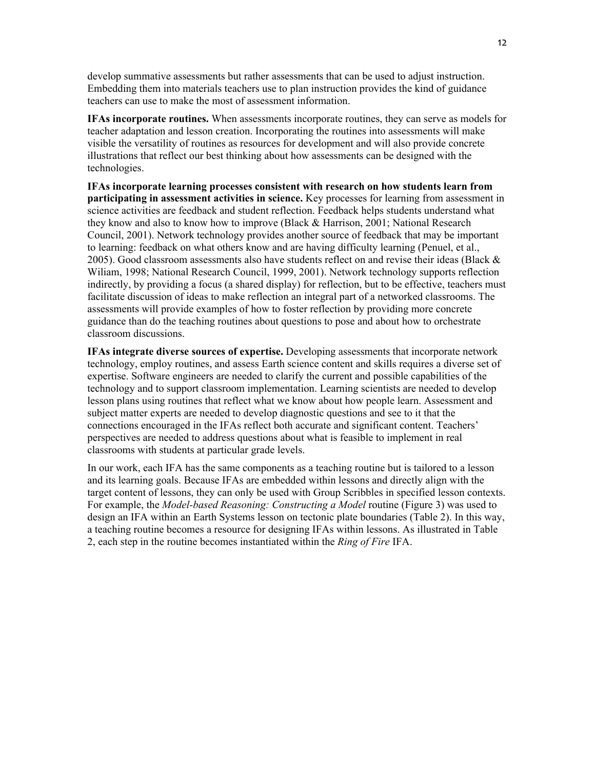develop summative assessments but rather assessments that can be used to adjust instruction. Embedding them into materials teachers use to plan instruction provides the kind of guidance teachers can use to make the most of assessment information.

**IFAs incorporate routines.** When assessments incorporate routines, they can serve as models for teacher adaptation and lesson creation. Incorporating the routines into assessments will make visible the versatility of routines as resources for development and will also provide concrete illustrations that reflect our best thinking about how assessments can be designed with the technologies.

**IFAs incorporate learning processes consistent with research on how students learn from participating in assessment activities in science.** Key processes for learning from assessment in science activities are feedback and student reflection. Feedback helps students understand what they know and also to know how to improve (Black & Harrison, 2001; National Research Council, 2001). Network technology provides another source of feedback that may be important to learning: feedback on what others know and are having difficulty learning (Penuel, et al., 2005). Good classroom assessments also have students reflect on and revise their ideas (Black & Wiliam, 1998; National Research Council, 1999, 2001). Network technology supports reflection indirectly, by providing a focus (a shared display) for reflection, but to be effective, teachers must facilitate discussion of ideas to make reflection an integral part of a networked classrooms. The assessments will provide examples of how to foster reflection by providing more concrete guidance than do the teaching routines about questions to pose and about how to orchestrate classroom discussions.

**IFAs integrate diverse sources of expertise.** Developing assessments that incorporate network technology, employ routines, and assess Earth science content and skills requires a diverse set of expertise. Software engineers are needed to clarify the current and possible capabilities of the technology and to support classroom implementation. Learning scientists are needed to develop lesson plans using routines that reflect what we know about how people learn. Assessment and subject matter experts are needed to develop diagnostic questions and see to it that the connections encouraged in the IFAs reflect both accurate and significant content. Teachers' perspectives are needed to address questions about what is feasible to implement in real classrooms with students at particular grade levels.

In our work, each IFA has the same components as a teaching routine but is tailored to a lesson and its learning goals. Because IFAs are embedded within lessons and directly align with the target content of lessons, they can only be used with Group Scribbles in specified lesson contexts. For example, the *Model-based Reasoning: Constructing a Model* routine (Figure 3) was used to design an IFA within an Earth Systems lesson on tectonic plate boundaries (Table 2). In this way, a teaching routine becomes a resource for designing IFAs within lessons. As illustrated in Table 2, each step in the routine becomes instantiated within the *Ring of Fire* IFA.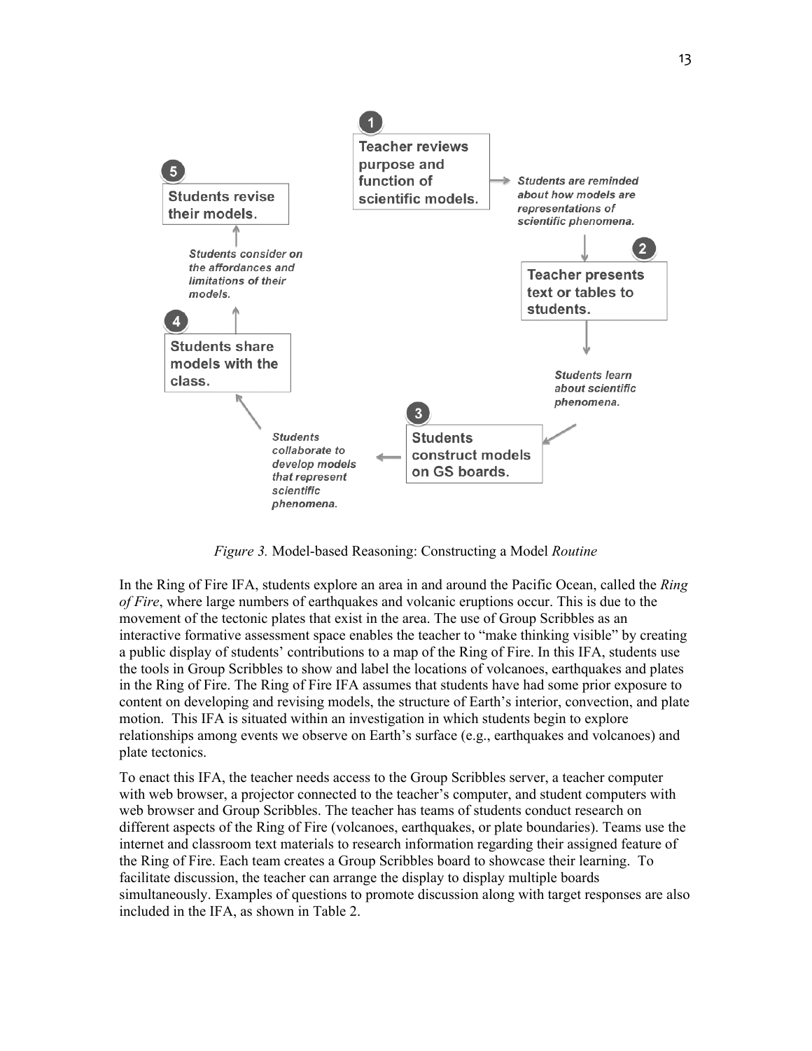1. **Teacher reviews purpose and function of scientific models.** → *Students are reminded about how models are representations of scientific phenomena.*
2. **Teacher presents text or tables to students.** → *Students learn about scientific phenomena.*
3. **Students construct models on GS boards.** → *Students collaborate to develop models that represent scientific phenomena.*
4. **Students share models with the class.** → *Students consider on the affordances and limitations of their models.*
5. **Students revise their models.**

*Figure 3.* Model-based Reasoning: Constructing a Model *Routine*

In the Ring of Fire IFA, students explore an area in and around the Pacific Ocean, called the *Ring of Fire*, where large numbers of earthquakes and volcanic eruptions occur. This is due to the movement of the tectonic plates that exist in the area. The use of Group Scribbles as an interactive formative assessment space enables the teacher to "make thinking visible" by creating a public display of students' contributions to a map of the Ring of Fire. In this IFA, students use the tools in Group Scribbles to show and label the locations of volcanoes, earthquakes and plates in the Ring of Fire. The Ring of Fire IFA assumes that students have had some prior exposure to content on developing and revising models, the structure of Earth's interior, convection, and plate motion. This IFA is situated within an investigation in which students begin to explore relationships among events we observe on Earth's surface (e.g., earthquakes and volcanoes) and plate tectonics.

To enact this IFA, the teacher needs access to the Group Scribbles server, a teacher computer with web browser, a projector connected to the teacher's computer, and student computers with web browser and Group Scribbles. The teacher has teams of students conduct research on different aspects of the Ring of Fire (volcanoes, earthquakes, or plate boundaries). Teams use the internet and classroom text materials to research information regarding their assigned feature of the Ring of Fire. Each team creates a Group Scribbles board to showcase their learning. To facilitate discussion, the teacher can arrange the display to display multiple boards simultaneously. Examples of questions to promote discussion along with target responses are also included in the IFA, as shown in Table 2.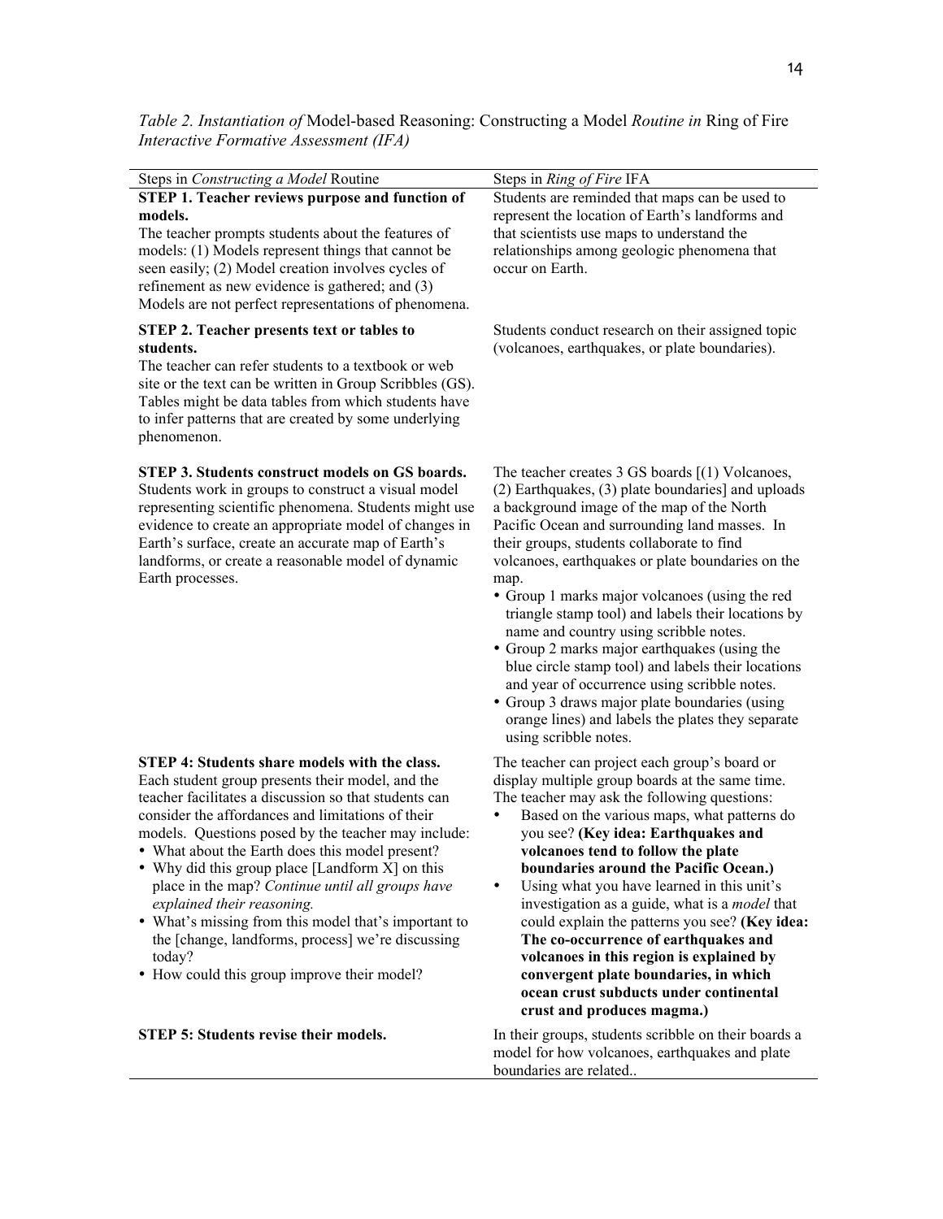*Table 2. Instantiation of* Model-based Reasoning: Constructing a Model *Routine in* Ring of Fire *Interactive Formative Assessment (IFA)*

| Steps in *Constructing a Model* Routine | Steps in *Ring of Fire* IFA |
|---|---|
| **STEP 1. Teacher reviews purpose and function of models.** The teacher prompts students about the features of models: (1) Models represent things that cannot be seen easily; (2) Model creation involves cycles of refinement as new evidence is gathered; and (3) Models are not perfect representations of phenomena. | Students are reminded that maps can be used to represent the location of Earth's landforms and that scientists use maps to understand the relationships among geologic phenomena that occur on Earth. |
| **STEP 2. Teacher presents text or tables to students.** The teacher can refer students to a textbook or web site or the text can be written in Group Scribbles (GS). Tables might be data tables from which students have to infer patterns that are created by some underlying phenomenon. | Students conduct research on their assigned topic (volcanoes, earthquakes, or plate boundaries). |
| **STEP 3. Students construct models on GS boards.** Students work in groups to construct a visual model representing scientific phenomena. Students might use evidence to create an appropriate model of changes in Earth's surface, create an accurate map of Earth's landforms, or create a reasonable model of dynamic Earth processes. | The teacher creates 3 GS boards [(1) Volcanoes, (2) Earthquakes, (3) plate boundaries] and uploads a background image of the map of the North Pacific Ocean and surrounding land masses. In their groups, students collaborate to find volcanoes, earthquakes or plate boundaries on the map.<br>• Group 1 marks major volcanoes (using the red triangle stamp tool) and labels their locations by name and country using scribble notes.<br>• Group 2 marks major earthquakes (using the blue circle stamp tool) and labels their locations and year of occurrence using scribble notes.<br>• Group 3 draws major plate boundaries (using orange lines) and labels the plates they separate using scribble notes. |
| **STEP 4: Students share models with the class.** Each student group presents their model, and the teacher facilitates a discussion so that students can consider the affordances and limitations of their models. Questions posed by the teacher may include:<br>• What about the Earth does this model present?<br>• Why did this group place [Landform X] on this place in the map? *Continue until all groups have explained their reasoning.*<br>• What's missing from this model that's important to the [change, landforms, process] we're discussing today?<br>• How could this group improve their model? | The teacher can project each group's board or display multiple group boards at the same time. The teacher may ask the following questions:<br>• Based on the various maps, what patterns do you see? **(Key idea: Earthquakes and volcanoes tend to follow the plate boundaries around the Pacific Ocean.)**<br>• Using what you have learned in this unit's investigation as a guide, what is a *model* that could explain the patterns you see? **(Key idea: The co-occurrence of earthquakes and volcanoes in this region is explained by convergent plate boundaries, in which ocean crust subducts under continental crust and produces magma.)** |
| **STEP 5: Students revise their models.** | In their groups, students scribble on their boards a model for how volcanoes, earthquakes and plate boundaries are related.. |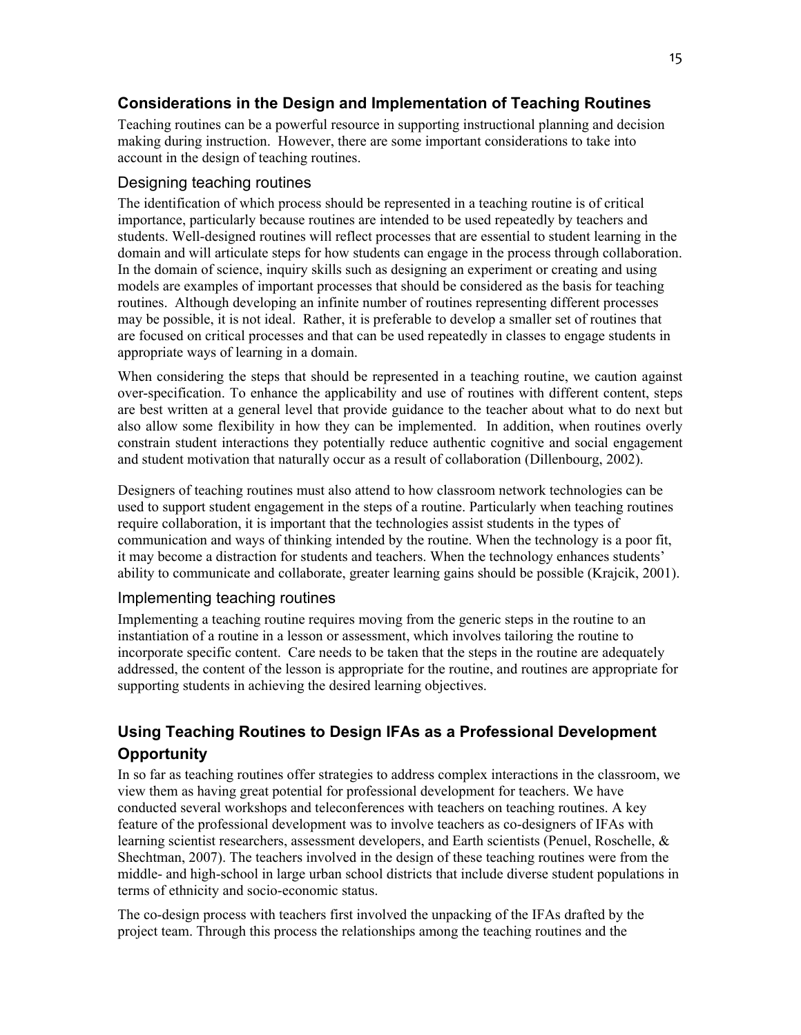## Considerations in the Design and Implementation of Teaching Routines

Teaching routines can be a powerful resource in supporting instructional planning and decision making during instruction. However, there are some important considerations to take into account in the design of teaching routines.

### Designing teaching routines

The identification of which process should be represented in a teaching routine is of critical importance, particularly because routines are intended to be used repeatedly by teachers and students. Well-designed routines will reflect processes that are essential to student learning in the domain and will articulate steps for how students can engage in the process through collaboration. In the domain of science, inquiry skills such as designing an experiment or creating and using models are examples of important processes that should be considered as the basis for teaching routines. Although developing an infinite number of routines representing different processes may be possible, it is not ideal. Rather, it is preferable to develop a smaller set of routines that are focused on critical processes and that can be used repeatedly in classes to engage students in appropriate ways of learning in a domain.

When considering the steps that should be represented in a teaching routine, we caution against over-specification. To enhance the applicability and use of routines with different content, steps are best written at a general level that provide guidance to the teacher about what to do next but also allow some flexibility in how they can be implemented. In addition, when routines overly constrain student interactions they potentially reduce authentic cognitive and social engagement and student motivation that naturally occur as a result of collaboration (Dillenbourg, 2002).

Designers of teaching routines must also attend to how classroom network technologies can be used to support student engagement in the steps of a routine. Particularly when teaching routines require collaboration, it is important that the technologies assist students in the types of communication and ways of thinking intended by the routine. When the technology is a poor fit, it may become a distraction for students and teachers. When the technology enhances students' ability to communicate and collaborate, greater learning gains should be possible (Krajcik, 2001).

### Implementing teaching routines

Implementing a teaching routine requires moving from the generic steps in the routine to an instantiation of a routine in a lesson or assessment, which involves tailoring the routine to incorporate specific content. Care needs to be taken that the steps in the routine are adequately addressed, the content of the lesson is appropriate for the routine, and routines are appropriate for supporting students in achieving the desired learning objectives.

## Using Teaching Routines to Design IFAs as a Professional Development Opportunity

In so far as teaching routines offer strategies to address complex interactions in the classroom, we view them as having great potential for professional development for teachers. We have conducted several workshops and teleconferences with teachers on teaching routines. A key feature of the professional development was to involve teachers as co-designers of IFAs with learning scientist researchers, assessment developers, and Earth scientists (Penuel, Roschelle, & Shechtman, 2007). The teachers involved in the design of these teaching routines were from the middle- and high-school in large urban school districts that include diverse student populations in terms of ethnicity and socio-economic status.

The co-design process with teachers first involved the unpacking of the IFAs drafted by the project team. Through this process the relationships among the teaching routines and the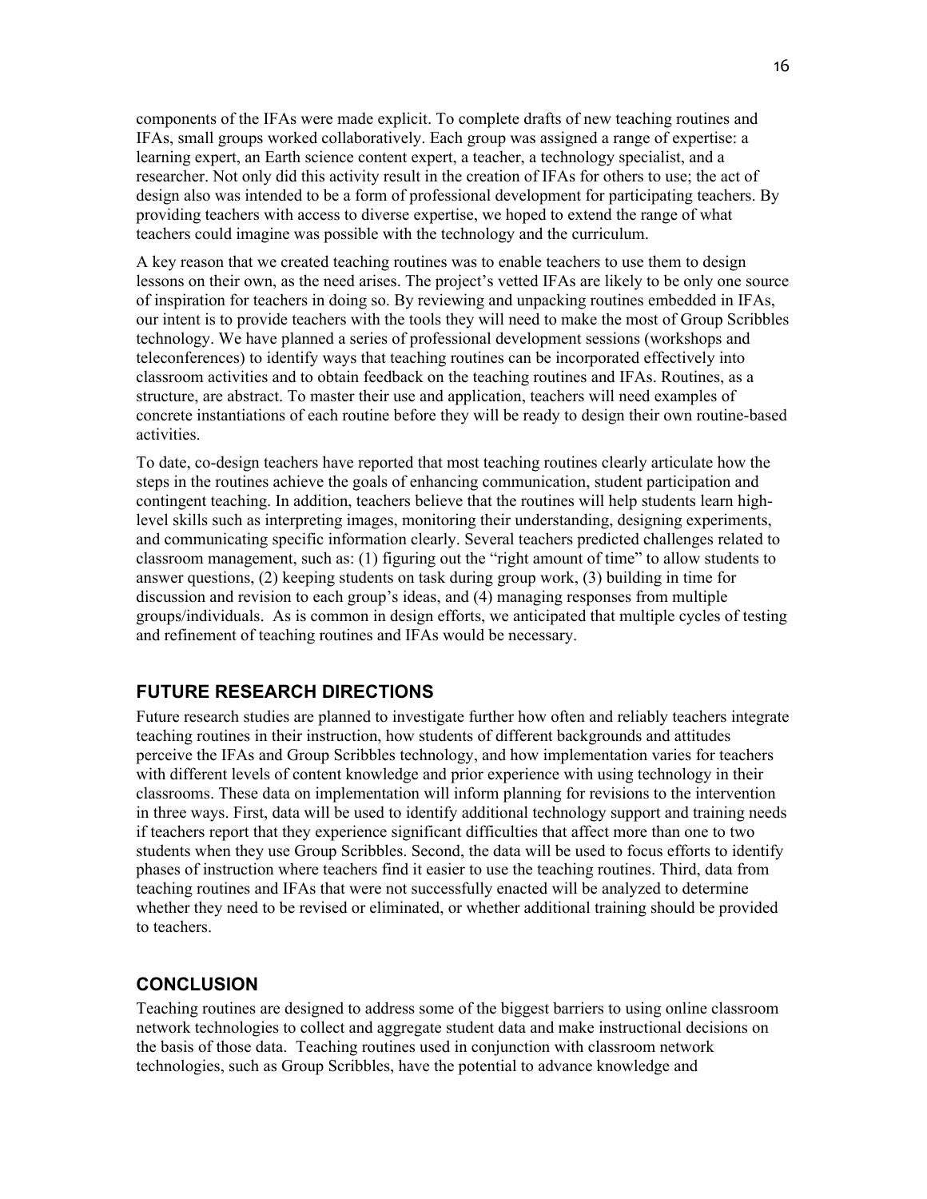components of the IFAs were made explicit. To complete drafts of new teaching routines and IFAs, small groups worked collaboratively. Each group was assigned a range of expertise: a learning expert, an Earth science content expert, a teacher, a technology specialist, and a researcher. Not only did this activity result in the creation of IFAs for others to use; the act of design also was intended to be a form of professional development for participating teachers. By providing teachers with access to diverse expertise, we hoped to extend the range of what teachers could imagine was possible with the technology and the curriculum.

A key reason that we created teaching routines was to enable teachers to use them to design lessons on their own, as the need arises. The project's vetted IFAs are likely to be only one source of inspiration for teachers in doing so. By reviewing and unpacking routines embedded in IFAs, our intent is to provide teachers with the tools they will need to make the most of Group Scribbles technology. We have planned a series of professional development sessions (workshops and teleconferences) to identify ways that teaching routines can be incorporated effectively into classroom activities and to obtain feedback on the teaching routines and IFAs. Routines, as a structure, are abstract. To master their use and application, teachers will need examples of concrete instantiations of each routine before they will be ready to design their own routine-based activities.

To date, co-design teachers have reported that most teaching routines clearly articulate how the steps in the routines achieve the goals of enhancing communication, student participation and contingent teaching. In addition, teachers believe that the routines will help students learn high-level skills such as interpreting images, monitoring their understanding, designing experiments, and communicating specific information clearly. Several teachers predicted challenges related to classroom management, such as: (1) figuring out the "right amount of time" to allow students to answer questions, (2) keeping students on task during group work, (3) building in time for discussion and revision to each group's ideas, and (4) managing responses from multiple groups/individuals. As is common in design efforts, we anticipated that multiple cycles of testing and refinement of teaching routines and IFAs would be necessary.

## FUTURE RESEARCH DIRECTIONS

Future research studies are planned to investigate further how often and reliably teachers integrate teaching routines in their instruction, how students of different backgrounds and attitudes perceive the IFAs and Group Scribbles technology, and how implementation varies for teachers with different levels of content knowledge and prior experience with using technology in their classrooms. These data on implementation will inform planning for revisions to the intervention in three ways. First, data will be used to identify additional technology support and training needs if teachers report that they experience significant difficulties that affect more than one to two students when they use Group Scribbles. Second, the data will be used to focus efforts to identify phases of instruction where teachers find it easier to use the teaching routines. Third, data from teaching routines and IFAs that were not successfully enacted will be analyzed to determine whether they need to be revised or eliminated, or whether additional training should be provided to teachers.

## CONCLUSION

Teaching routines are designed to address some of the biggest barriers to using online classroom network technologies to collect and aggregate student data and make instructional decisions on the basis of those data. Teaching routines used in conjunction with classroom network technologies, such as Group Scribbles, have the potential to advance knowledge and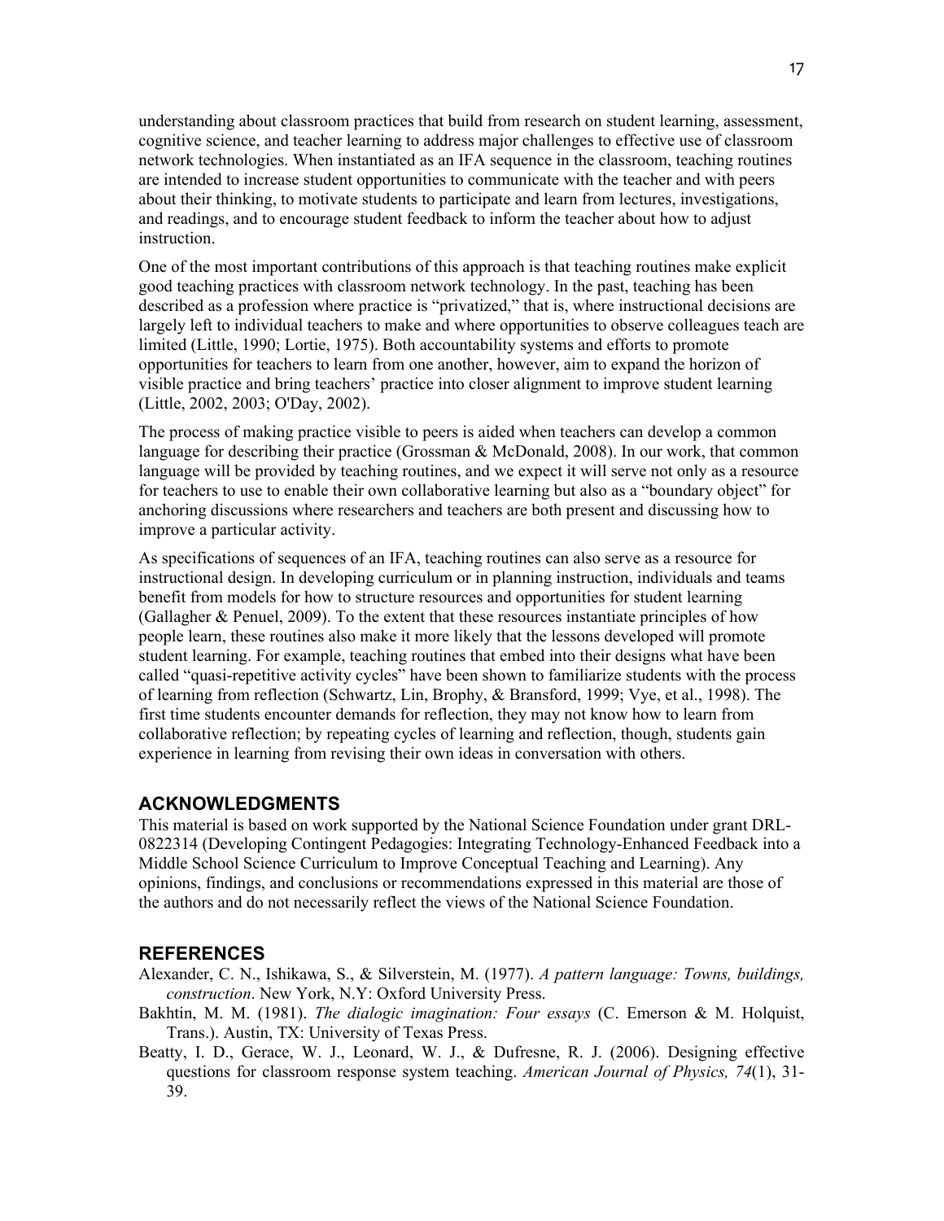understanding about classroom practices that build from research on student learning, assessment, cognitive science, and teacher learning to address major challenges to effective use of classroom network technologies. When instantiated as an IFA sequence in the classroom, teaching routines are intended to increase student opportunities to communicate with the teacher and with peers about their thinking, to motivate students to participate and learn from lectures, investigations, and readings, and to encourage student feedback to inform the teacher about how to adjust instruction.

One of the most important contributions of this approach is that teaching routines make explicit good teaching practices with classroom network technology. In the past, teaching has been described as a profession where practice is "privatized," that is, where instructional decisions are largely left to individual teachers to make and where opportunities to observe colleagues teach are limited (Little, 1990; Lortie, 1975). Both accountability systems and efforts to promote opportunities for teachers to learn from one another, however, aim to expand the horizon of visible practice and bring teachers' practice into closer alignment to improve student learning (Little, 2002, 2003; O'Day, 2002).

The process of making practice visible to peers is aided when teachers can develop a common language for describing their practice (Grossman & McDonald, 2008). In our work, that common language will be provided by teaching routines, and we expect it will serve not only as a resource for teachers to use to enable their own collaborative learning but also as a "boundary object" for anchoring discussions where researchers and teachers are both present and discussing how to improve a particular activity.

As specifications of sequences of an IFA, teaching routines can also serve as a resource for instructional design. In developing curriculum or in planning instruction, individuals and teams benefit from models for how to structure resources and opportunities for student learning (Gallagher & Penuel, 2009). To the extent that these resources instantiate principles of how people learn, these routines also make it more likely that the lessons developed will promote student learning. For example, teaching routines that embed into their designs what have been called "quasi-repetitive activity cycles" have been shown to familiarize students with the process of learning from reflection (Schwartz, Lin, Brophy, & Bransford, 1999; Vye, et al., 1998). The first time students encounter demands for reflection, they may not know how to learn from collaborative reflection; by repeating cycles of learning and reflection, though, students gain experience in learning from revising their own ideas in conversation with others.

## ACKNOWLEDGMENTS

This material is based on work supported by the National Science Foundation under grant DRL-0822314 (Developing Contingent Pedagogies: Integrating Technology-Enhanced Feedback into a Middle School Science Curriculum to Improve Conceptual Teaching and Learning). Any opinions, findings, and conclusions or recommendations expressed in this material are those of the authors and do not necessarily reflect the views of the National Science Foundation.

## REFERENCES

Alexander, C. N., Ishikawa, S., & Silverstein, M. (1977). *A pattern language: Towns, buildings, construction*. New York, N.Y: Oxford University Press.

Bakhtin, M. M. (1981). *The dialogic imagination: Four essays* (C. Emerson & M. Holquist, Trans.). Austin, TX: University of Texas Press.

Beatty, I. D., Gerace, W. J., Leonard, W. J., & Dufresne, R. J. (2006). Designing effective questions for classroom response system teaching. *American Journal of Physics, 74*(1), 31-39.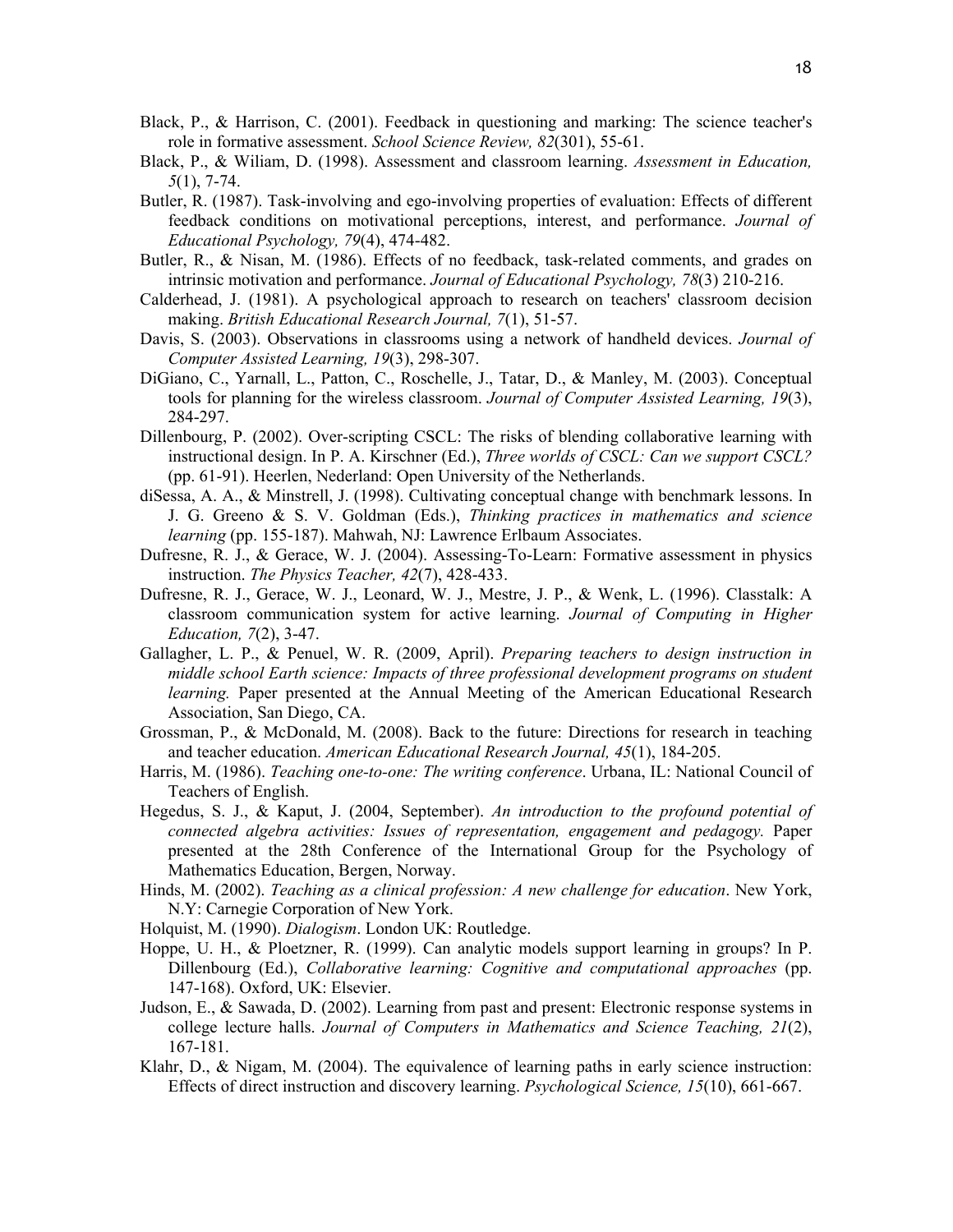Black, P., & Harrison, C. (2001). Feedback in questioning and marking: The science teacher's role in formative assessment. *School Science Review, 82*(301), 55-61.

Black, P., & Wiliam, D. (1998). Assessment and classroom learning. *Assessment in Education, 5*(1), 7-74.

Butler, R. (1987). Task-involving and ego-involving properties of evaluation: Effects of different feedback conditions on motivational perceptions, interest, and performance. *Journal of Educational Psychology, 79*(4), 474-482.

Butler, R., & Nisan, M. (1986). Effects of no feedback, task-related comments, and grades on intrinsic motivation and performance. *Journal of Educational Psychology, 78*(3) 210-216.

Calderhead, J. (1981). A psychological approach to research on teachers' classroom decision making. *British Educational Research Journal, 7*(1), 51-57.

Davis, S. (2003). Observations in classrooms using a network of handheld devices. *Journal of Computer Assisted Learning, 19*(3), 298-307.

DiGiano, C., Yarnall, L., Patton, C., Roschelle, J., Tatar, D., & Manley, M. (2003). Conceptual tools for planning for the wireless classroom. *Journal of Computer Assisted Learning, 19*(3), 284-297.

Dillenbourg, P. (2002). Over-scripting CSCL: The risks of blending collaborative learning with instructional design. In P. A. Kirschner (Ed.), *Three worlds of CSCL: Can we support CSCL?* (pp. 61-91). Heerlen, Nederland: Open University of the Netherlands.

diSessa, A. A., & Minstrell, J. (1998). Cultivating conceptual change with benchmark lessons. In J. G. Greeno & S. V. Goldman (Eds.), *Thinking practices in mathematics and science learning* (pp. 155-187). Mahwah, NJ: Lawrence Erlbaum Associates.

Dufresne, R. J., & Gerace, W. J. (2004). Assessing-To-Learn: Formative assessment in physics instruction. *The Physics Teacher, 42*(7), 428-433.

Dufresne, R. J., Gerace, W. J., Leonard, W. J., Mestre, J. P., & Wenk, L. (1996). Classtalk: A classroom communication system for active learning. *Journal of Computing in Higher Education, 7*(2), 3-47.

Gallagher, L. P., & Penuel, W. R. (2009, April). *Preparing teachers to design instruction in middle school Earth science: Impacts of three professional development programs on student learning.* Paper presented at the Annual Meeting of the American Educational Research Association, San Diego, CA.

Grossman, P., & McDonald, M. (2008). Back to the future: Directions for research in teaching and teacher education. *American Educational Research Journal, 45*(1), 184-205.

Harris, M. (1986). *Teaching one-to-one: The writing conference*. Urbana, IL: National Council of Teachers of English.

Hegedus, S. J., & Kaput, J. (2004, September). *An introduction to the profound potential of connected algebra activities: Issues of representation, engagement and pedagogy.* Paper presented at the 28th Conference of the International Group for the Psychology of Mathematics Education, Bergen, Norway.

Hinds, M. (2002). *Teaching as a clinical profession: A new challenge for education*. New York, N.Y: Carnegie Corporation of New York.

Holquist, M. (1990). *Dialogism*. London UK: Routledge.

Hoppe, U. H., & Ploetzner, R. (1999). Can analytic models support learning in groups? In P. Dillenbourg (Ed.), *Collaborative learning: Cognitive and computational approaches* (pp. 147-168). Oxford, UK: Elsevier.

Judson, E., & Sawada, D. (2002). Learning from past and present: Electronic response systems in college lecture halls. *Journal of Computers in Mathematics and Science Teaching, 21*(2), 167-181.

Klahr, D., & Nigam, M. (2004). The equivalence of learning paths in early science instruction: Effects of direct instruction and discovery learning. *Psychological Science, 15*(10), 661-667.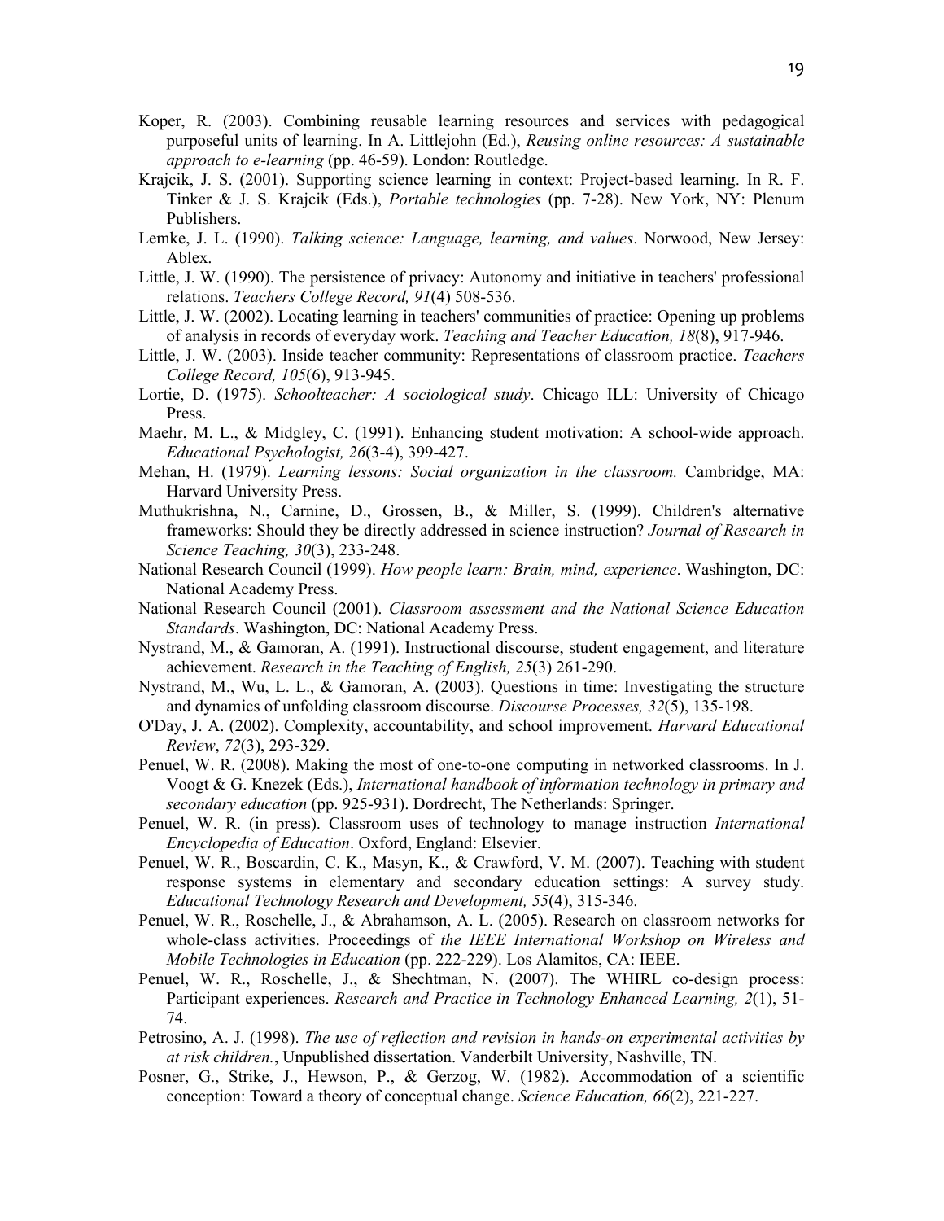Koper, R. (2003). Combining reusable learning resources and services with pedagogical purposeful units of learning. In A. Littlejohn (Ed.), *Reusing online resources: A sustainable approach to e-learning* (pp. 46-59). London: Routledge.

Krajcik, J. S. (2001). Supporting science learning in context: Project-based learning. In R. F. Tinker & J. S. Krajcik (Eds.), *Portable technologies* (pp. 7-28). New York, NY: Plenum Publishers.

Lemke, J. L. (1990). *Talking science: Language, learning, and values*. Norwood, New Jersey: Ablex.

Little, J. W. (1990). The persistence of privacy: Autonomy and initiative in teachers' professional relations. *Teachers College Record, 91*(4) 508-536.

Little, J. W. (2002). Locating learning in teachers' communities of practice: Opening up problems of analysis in records of everyday work. *Teaching and Teacher Education, 18*(8), 917-946.

Little, J. W. (2003). Inside teacher community: Representations of classroom practice. *Teachers College Record, 105*(6), 913-945.

Lortie, D. (1975). *Schoolteacher: A sociological study*. Chicago ILL: University of Chicago Press.

Maehr, M. L., & Midgley, C. (1991). Enhancing student motivation: A school-wide approach. *Educational Psychologist, 26*(3-4), 399-427.

Mehan, H. (1979). *Learning lessons: Social organization in the classroom.* Cambridge, MA: Harvard University Press.

Muthukrishna, N., Carnine, D., Grossen, B., & Miller, S. (1999). Children's alternative frameworks: Should they be directly addressed in science instruction? *Journal of Research in Science Teaching, 30*(3), 233-248.

National Research Council (1999). *How people learn: Brain, mind, experience*. Washington, DC: National Academy Press.

National Research Council (2001). *Classroom assessment and the National Science Education Standards*. Washington, DC: National Academy Press.

Nystrand, M., & Gamoran, A. (1991). Instructional discourse, student engagement, and literature achievement. *Research in the Teaching of English, 25*(3) 261-290.

Nystrand, M., Wu, L. L., & Gamoran, A. (2003). Questions in time: Investigating the structure and dynamics of unfolding classroom discourse. *Discourse Processes, 32*(5), 135-198.

O'Day, J. A. (2002). Complexity, accountability, and school improvement. *Harvard Educational Review*, *72*(3), 293-329.

Penuel, W. R. (2008). Making the most of one-to-one computing in networked classrooms. In J. Voogt & G. Knezek (Eds.), *International handbook of information technology in primary and secondary education* (pp. 925-931). Dordrecht, The Netherlands: Springer.

Penuel, W. R. (in press). Classroom uses of technology to manage instruction *International Encyclopedia of Education*. Oxford, England: Elsevier.

Penuel, W. R., Boscardin, C. K., Masyn, K., & Crawford, V. M. (2007). Teaching with student response systems in elementary and secondary education settings: A survey study. *Educational Technology Research and Development, 55*(4), 315-346.

Penuel, W. R., Roschelle, J., & Abrahamson, A. L. (2005). Research on classroom networks for whole-class activities. Proceedings of *the IEEE International Workshop on Wireless and Mobile Technologies in Education* (pp. 222-229). Los Alamitos, CA: IEEE.

Penuel, W. R., Roschelle, J., & Shechtman, N. (2007). The WHIRL co-design process: Participant experiences. *Research and Practice in Technology Enhanced Learning, 2*(1), 51-74.

Petrosino, A. J. (1998). *The use of reflection and revision in hands-on experimental activities by at risk children.*, Unpublished dissertation. Vanderbilt University, Nashville, TN.

Posner, G., Strike, J., Hewson, P., & Gerzog, W. (1982). Accommodation of a scientific conception: Toward a theory of conceptual change. *Science Education, 66*(2), 221-227.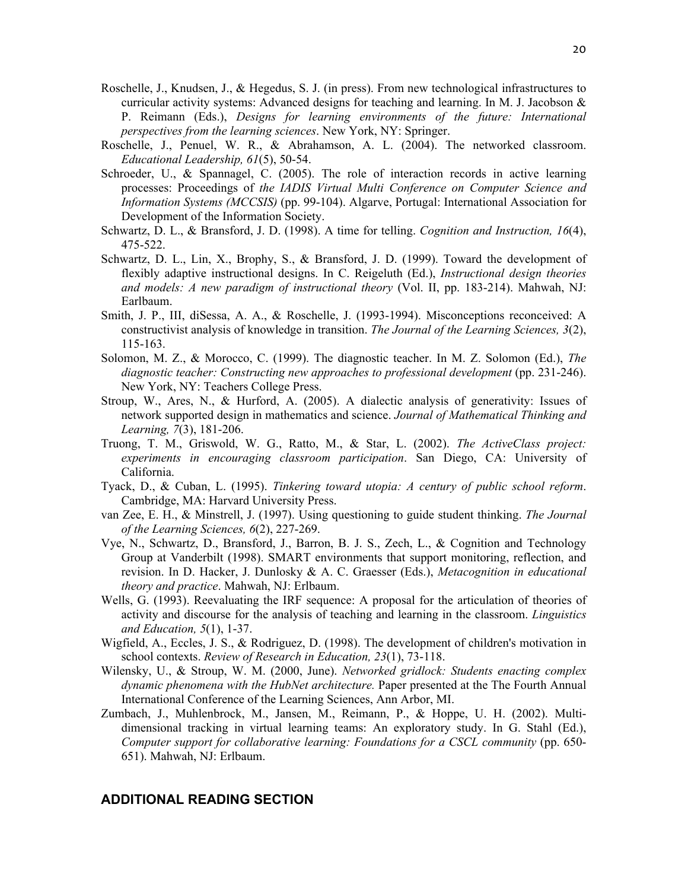Roschelle, J., Knudsen, J., & Hegedus, S. J. (in press). From new technological infrastructures to curricular activity systems: Advanced designs for teaching and learning. In M. J. Jacobson & P. Reimann (Eds.), *Designs for learning environments of the future: International perspectives from the learning sciences*. New York, NY: Springer.

Roschelle, J., Penuel, W. R., & Abrahamson, A. L. (2004). The networked classroom. *Educational Leadership, 61*(5), 50-54.

Schroeder, U., & Spannagel, C. (2005). The role of interaction records in active learning processes: Proceedings of *the IADIS Virtual Multi Conference on Computer Science and Information Systems (MCCSIS)* (pp. 99-104). Algarve, Portugal: International Association for Development of the Information Society.

Schwartz, D. L., & Bransford, J. D. (1998). A time for telling. *Cognition and Instruction, 16*(4), 475-522.

Schwartz, D. L., Lin, X., Brophy, S., & Bransford, J. D. (1999). Toward the development of flexibly adaptive instructional designs. In C. Reigeluth (Ed.), *Instructional design theories and models: A new paradigm of instructional theory* (Vol. II, pp. 183-214). Mahwah, NJ: Earlbaum.

Smith, J. P., III, diSessa, A. A., & Roschelle, J. (1993-1994). Misconceptions reconceived: A constructivist analysis of knowledge in transition. *The Journal of the Learning Sciences, 3*(2), 115-163.

Solomon, M. Z., & Morocco, C. (1999). The diagnostic teacher. In M. Z. Solomon (Ed.), *The diagnostic teacher: Constructing new approaches to professional development* (pp. 231-246). New York, NY: Teachers College Press.

Stroup, W., Ares, N., & Hurford, A. (2005). A dialectic analysis of generativity: Issues of network supported design in mathematics and science. *Journal of Mathematical Thinking and Learning, 7*(3), 181-206.

Truong, T. M., Griswold, W. G., Ratto, M., & Star, L. (2002). *The ActiveClass project: experiments in encouraging classroom participation*. San Diego, CA: University of California.

Tyack, D., & Cuban, L. (1995). *Tinkering toward utopia: A century of public school reform*. Cambridge, MA: Harvard University Press.

van Zee, E. H., & Minstrell, J. (1997). Using questioning to guide student thinking. *The Journal of the Learning Sciences, 6*(2), 227-269.

Vye, N., Schwartz, D., Bransford, J., Barron, B. J. S., Zech, L., & Cognition and Technology Group at Vanderbilt (1998). SMART environments that support monitoring, reflection, and revision. In D. Hacker, J. Dunlosky & A. C. Graesser (Eds.), *Metacognition in educational theory and practice*. Mahwah, NJ: Erlbaum.

Wells, G. (1993). Reevaluating the IRF sequence: A proposal for the articulation of theories of activity and discourse for the analysis of teaching and learning in the classroom. *Linguistics and Education, 5*(1), 1-37.

Wigfield, A., Eccles, J. S., & Rodriguez, D. (1998). The development of children's motivation in school contexts. *Review of Research in Education, 23*(1), 73-118.

Wilensky, U., & Stroup, W. M. (2000, June). *Networked gridlock: Students enacting complex dynamic phenomena with the HubNet architecture.* Paper presented at the The Fourth Annual International Conference of the Learning Sciences, Ann Arbor, MI.

Zumbach, J., Muhlenbrock, M., Jansen, M., Reimann, P., & Hoppe, U. H. (2002). Multi-dimensional tracking in virtual learning teams: An exploratory study. In G. Stahl (Ed.), *Computer support for collaborative learning: Foundations for a CSCL community* (pp. 650-651). Mahwah, NJ: Erlbaum.

## ADDITIONAL READING SECTION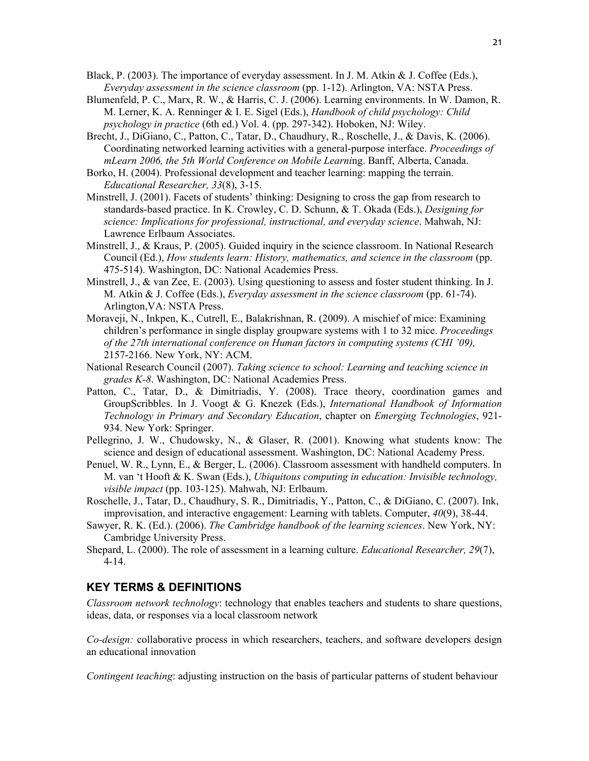Black, P. (2003). The importance of everyday assessment. In J. M. Atkin & J. Coffee (Eds.), *Everyday assessment in the science classroom* (pp. 1-12). Arlington, VA: NSTA Press.

Blumenfeld, P. C., Marx, R. W., & Harris, C. J. (2006). Learning environments. In W. Damon, R. M. Lerner, K. A. Renninger & I. E. Sigel (Eds.), *Handbook of child psychology: Child psychology in practice* (6th ed.) Vol. 4. (pp. 297-342). Hoboken, NJ: Wiley.

Brecht, J., DiGiano, C., Patton, C., Tatar, D., Chaudhury, R., Roschelle, J., & Davis, K. (2006). Coordinating networked learning activities with a general-purpose interface. *Proceedings of mLearn 2006, the 5th World Conference on Mobile Learni*ng. Banff, Alberta, Canada.

Borko, H. (2004). Professional development and teacher learning: mapping the terrain. *Educational Researcher, 33*(8), 3-15.

Minstrell, J. (2001). Facets of students' thinking: Designing to cross the gap from research to standards-based practice. In K. Crowley, C. D. Schunn, & T. Okada (Eds.), *Designing for science: Implications for professional, instructional, and everyday science*. Mahwah, NJ: Lawrence Erlbaum Associates.

Minstrell, J., & Kraus, P. (2005). Guided inquiry in the science classroom. In National Research Council (Ed.), *How students learn: History, mathematics, and science in the classroom* (pp. 475-514). Washington, DC: National Academies Press.

Minstrell, J., & van Zee, E. (2003). Using questioning to assess and foster student thinking. In J. M. Atkin & J. Coffee (Eds.), *Everyday assessment in the science classroom* (pp. 61-74). Arlington,VA: NSTA Press.

Moraveji, N., Inkpen, K., Cutrell, E., Balakrishnan, R. (2009). A mischief of mice: Examining children's performance in single display groupware systems with 1 to 32 mice. *Proceedings of the 27th international conference on Human factors in computing systems (CHI '09),* 2157-2166. New York, NY: ACM.

National Research Council (2007). *Taking science to school: Learning and teaching science in grades K-8*. Washington, DC: National Academies Press.

Patton, C., Tatar, D., & Dimitriadis, Y. (2008). Trace theory, coordination games and GroupScribbles. In J. Voogt & G. Knezek (Eds.), *International Handbook of Information Technology in Primary and Secondary Education*, chapter on *Emerging Technologies*, 921-934. New York: Springer.

Pellegrino, J. W., Chudowsky, N., & Glaser, R. (2001). Knowing what students know: The science and design of educational assessment. Washington, DC: National Academy Press.

Penuel, W. R., Lynn, E., & Berger, L. (2006). Classroom assessment with handheld computers. In M. van 't Hooft & K. Swan (Eds.), *Ubiquitous computing in education: Invisible technology, visible impact* (pp. 103-125). Mahwah, NJ: Erlbaum.

Roschelle, J., Tatar, D., Chaudhury, S. R., Dimitriadis, Y., Patton, C., & DiGiano, C. (2007). Ink, improvisation, and interactive engagement: Learning with tablets. Computer, *40*(9), 38-44.

Sawyer, R. K. (Ed.). (2006). *The Cambridge handbook of the learning sciences*. New York, NY: Cambridge University Press.

Shepard, L. (2000). The role of assessment in a learning culture. *Educational Researcher, 29*(7), 4-14.

## KEY TERMS & DEFINITIONS

*Classroom network technology*: technology that enables teachers and students to share questions, ideas, data, or responses via a local classroom network

*Co-design:* collaborative process in which researchers, teachers, and software developers design an educational innovation

*Contingent teaching*: adjusting instruction on the basis of particular patterns of student behaviour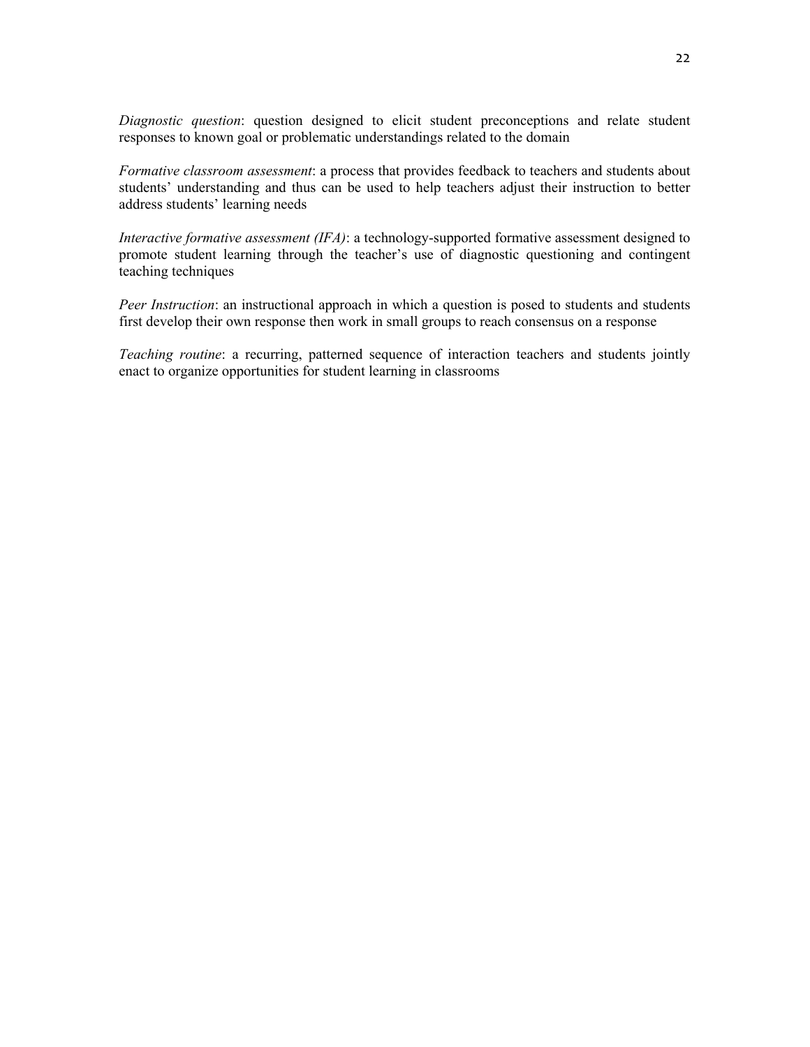*Diagnostic question*: question designed to elicit student preconceptions and relate student responses to known goal or problematic understandings related to the domain

*Formative classroom assessment*: a process that provides feedback to teachers and students about students' understanding and thus can be used to help teachers adjust their instruction to better address students' learning needs

*Interactive formative assessment (IFA)*: a technology-supported formative assessment designed to promote student learning through the teacher's use of diagnostic questioning and contingent teaching techniques

*Peer Instruction*: an instructional approach in which a question is posed to students and students first develop their own response then work in small groups to reach consensus on a response

*Teaching routine*: a recurring, patterned sequence of interaction teachers and students jointly enact to organize opportunities for student learning in classrooms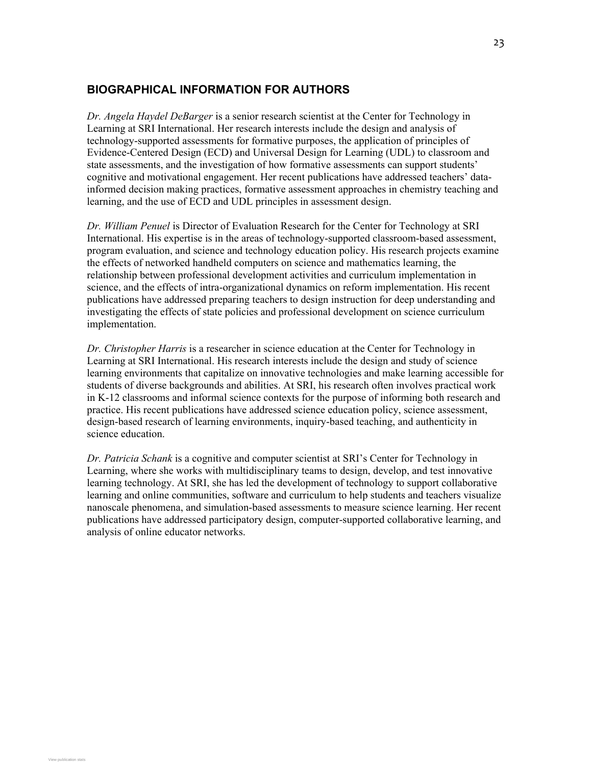## BIOGRAPHICAL INFORMATION FOR AUTHORS

*Dr. Angela Haydel DeBarger* is a senior research scientist at the Center for Technology in Learning at SRI International. Her research interests include the design and analysis of technology-supported assessments for formative purposes, the application of principles of Evidence-Centered Design (ECD) and Universal Design for Learning (UDL) to classroom and state assessments, and the investigation of how formative assessments can support students' cognitive and motivational engagement. Her recent publications have addressed teachers' data-informed decision making practices, formative assessment approaches in chemistry teaching and learning, and the use of ECD and UDL principles in assessment design.

*Dr. William Penuel* is Director of Evaluation Research for the Center for Technology at SRI International. His expertise is in the areas of technology-supported classroom-based assessment, program evaluation, and science and technology education policy. His research projects examine the effects of networked handheld computers on science and mathematics learning, the relationship between professional development activities and curriculum implementation in science, and the effects of intra-organizational dynamics on reform implementation. His recent publications have addressed preparing teachers to design instruction for deep understanding and investigating the effects of state policies and professional development on science curriculum implementation.

*Dr. Christopher Harris* is a researcher in science education at the Center for Technology in Learning at SRI International. His research interests include the design and study of science learning environments that capitalize on innovative technologies and make learning accessible for students of diverse backgrounds and abilities. At SRI, his research often involves practical work in K-12 classrooms and informal science contexts for the purpose of informing both research and practice. His recent publications have addressed science education policy, science assessment, design-based research of learning environments, inquiry-based teaching, and authenticity in science education.

*Dr. Patricia Schank* is a cognitive and computer scientist at SRI's Center for Technology in Learning, where she works with multidisciplinary teams to design, develop, and test innovative learning technology. At SRI, she has led the development of technology to support collaborative learning and online communities, software and curriculum to help students and teachers visualize nanoscale phenomena, and simulation-based assessments to measure science learning. Her recent publications have addressed participatory design, computer-supported collaborative learning, and analysis of online educator networks.